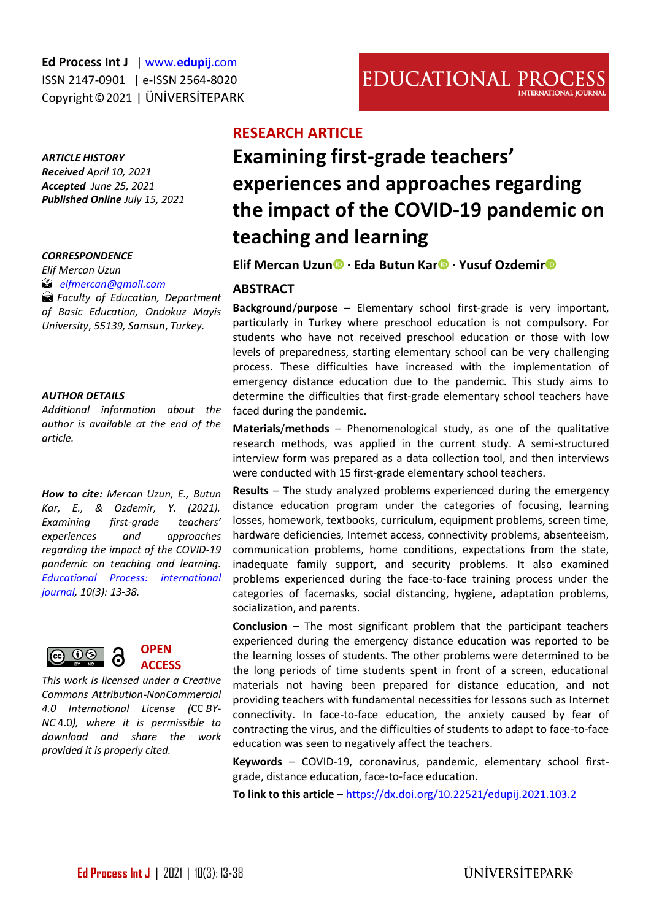Ed Process Int J | www.edupij.com
ISSN 2147-0901 | e-ISSN 2564-8020
Copyright © 2021 | ÜNİVERSİTEPARK

**ARTICLE HISTORY**
*Received April 10, 2021*
*Accepted June 25, 2021*
*Published Online July 15, 2021*

**CORRESPONDENCE**
*Elif Mercan Uzun*
*elfmercan@gmail.com*
*Faculty of Education, Department of Basic Education, Ondokuz Mayis University, 55139, Samsun, Turkey.*

**AUTHOR DETAILS**
*Additional information about the author is available at the end of the article.*

***How to cite:*** *Mercan Uzun, E., Butun Kar, E., & Ozdemir, Y. (2021). Examining first-grade teachers' experiences and approaches regarding the impact of the COVID-19 pandemic on teaching and learning. Educational Process: international journal, 10(3): 13-38.*

**OPEN ACCESS**

*This work is licensed under a Creative Commons Attribution-NonCommercial 4.0 International License (CC BY-NC 4.0), where it is permissible to download and share the work provided it is properly cited.*

RESEARCH ARTICLE

# Examining first-grade teachers' experiences and approaches regarding the impact of the COVID-19 pandemic on teaching and learning

**Elif Mercan Uzun · Eda Butun Kar · Yusuf Ozdemir**

## ABSTRACT

**Background/purpose** – Elementary school first-grade is very important, particularly in Turkey where preschool education is not compulsory. For students who have not received preschool education or those with low levels of preparedness, starting elementary school can be very challenging process. These difficulties have increased with the implementation of emergency distance education due to the pandemic. This study aims to determine the difficulties that first-grade elementary school teachers have faced during the pandemic.

**Materials/methods** – Phenomenological study, as one of the qualitative research methods, was applied in the current study. A semi-structured interview form was prepared as a data collection tool, and then interviews were conducted with 15 first-grade elementary school teachers.

**Results** – The study analyzed problems experienced during the emergency distance education program under the categories of focusing, learning losses, homework, textbooks, curriculum, equipment problems, screen time, hardware deficiencies, Internet access, connectivity problems, absenteeism, communication problems, home conditions, expectations from the state, inadequate family support, and security problems. It also examined problems experienced during the face-to-face training process under the categories of facemasks, social distancing, hygiene, adaptation problems, socialization, and parents.

**Conclusion** – The most significant problem that the participant teachers experienced during the emergency distance education was reported to be the learning losses of students. The other problems were determined to be the long periods of time students spent in front of a screen, educational materials not having been prepared for distance education, and not providing teachers with fundamental necessities for lessons such as Internet connectivity. In face-to-face education, the anxiety caused by fear of contracting the virus, and the difficulties of students to adapt to face-to-face education was seen to negatively affect the teachers.

**Keywords** – COVID-19, coronavirus, pandemic, elementary school first-grade, distance education, face-to-face education.

**To link to this article** – https://dx.doi.org/10.22521/edupij.2021.103.2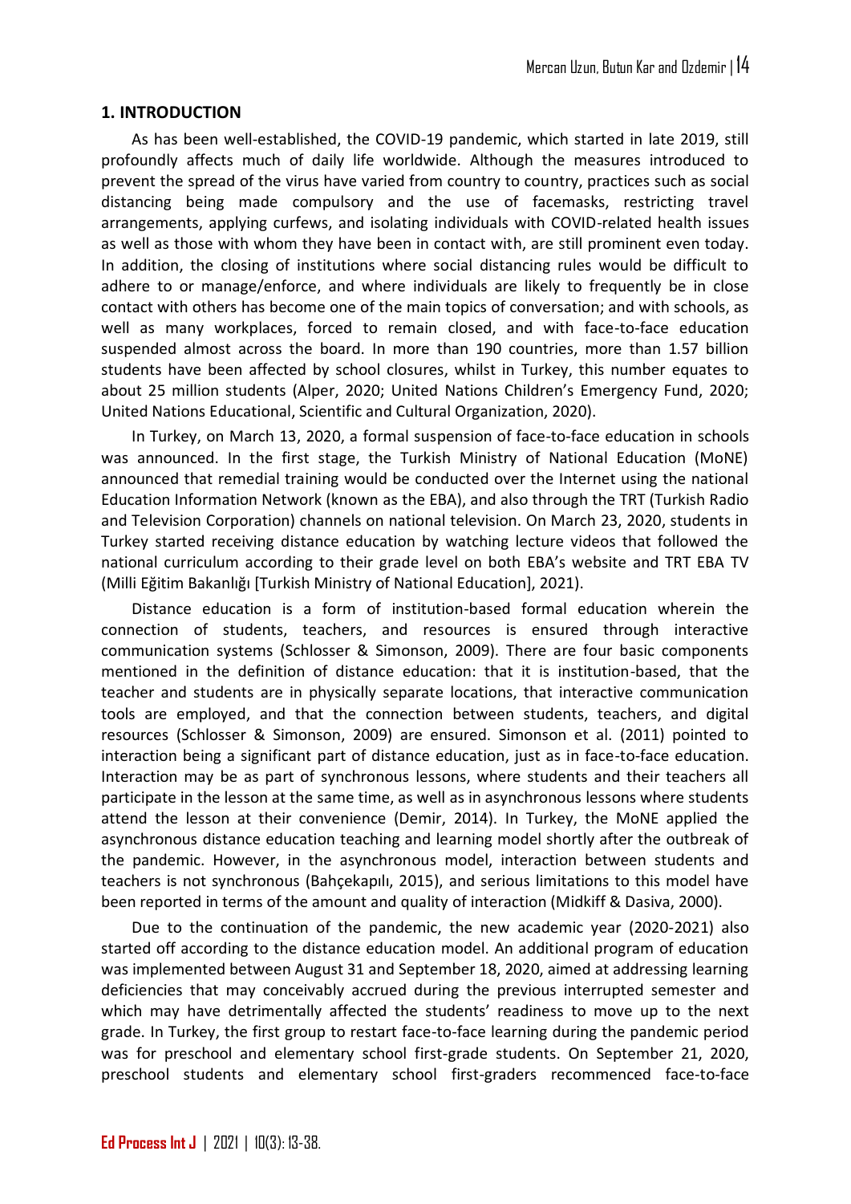## 1. INTRODUCTION

As has been well-established, the COVID-19 pandemic, which started in late 2019, still profoundly affects much of daily life worldwide. Although the measures introduced to prevent the spread of the virus have varied from country to country, practices such as social distancing being made compulsory and the use of facemasks, restricting travel arrangements, applying curfews, and isolating individuals with COVID-related health issues as well as those with whom they have been in contact with, are still prominent even today. In addition, the closing of institutions where social distancing rules would be difficult to adhere to or manage/enforce, and where individuals are likely to frequently be in close contact with others has become one of the main topics of conversation; and with schools, as well as many workplaces, forced to remain closed, and with face-to-face education suspended almost across the board. In more than 190 countries, more than 1.57 billion students have been affected by school closures, whilst in Turkey, this number equates to about 25 million students (Alper, 2020; United Nations Children's Emergency Fund, 2020; United Nations Educational, Scientific and Cultural Organization, 2020).

In Turkey, on March 13, 2020, a formal suspension of face-to-face education in schools was announced. In the first stage, the Turkish Ministry of National Education (MoNE) announced that remedial training would be conducted over the Internet using the national Education Information Network (known as the EBA), and also through the TRT (Turkish Radio and Television Corporation) channels on national television. On March 23, 2020, students in Turkey started receiving distance education by watching lecture videos that followed the national curriculum according to their grade level on both EBA's website and TRT EBA TV (Milli Eğitim Bakanlığı [Turkish Ministry of National Education], 2021).

Distance education is a form of institution-based formal education wherein the connection of students, teachers, and resources is ensured through interactive communication systems (Schlosser & Simonson, 2009). There are four basic components mentioned in the definition of distance education: that it is institution-based, that the teacher and students are in physically separate locations, that interactive communication tools are employed, and that the connection between students, teachers, and digital resources (Schlosser & Simonson, 2009) are ensured. Simonson et al. (2011) pointed to interaction being a significant part of distance education, just as in face-to-face education. Interaction may be as part of synchronous lessons, where students and their teachers all participate in the lesson at the same time, as well as in asynchronous lessons where students attend the lesson at their convenience (Demir, 2014). In Turkey, the MoNE applied the asynchronous distance education teaching and learning model shortly after the outbreak of the pandemic. However, in the asynchronous model, interaction between students and teachers is not synchronous (Bahçekapılı, 2015), and serious limitations to this model have been reported in terms of the amount and quality of interaction (Midkiff & Dasiva, 2000).

Due to the continuation of the pandemic, the new academic year (2020-2021) also started off according to the distance education model. An additional program of education was implemented between August 31 and September 18, 2020, aimed at addressing learning deficiencies that may conceivably accrued during the previous interrupted semester and which may have detrimentally affected the students' readiness to move up to the next grade. In Turkey, the first group to restart face-to-face learning during the pandemic period was for preschool and elementary school first-grade students. On September 21, 2020, preschool students and elementary school first-graders recommenced face-to-face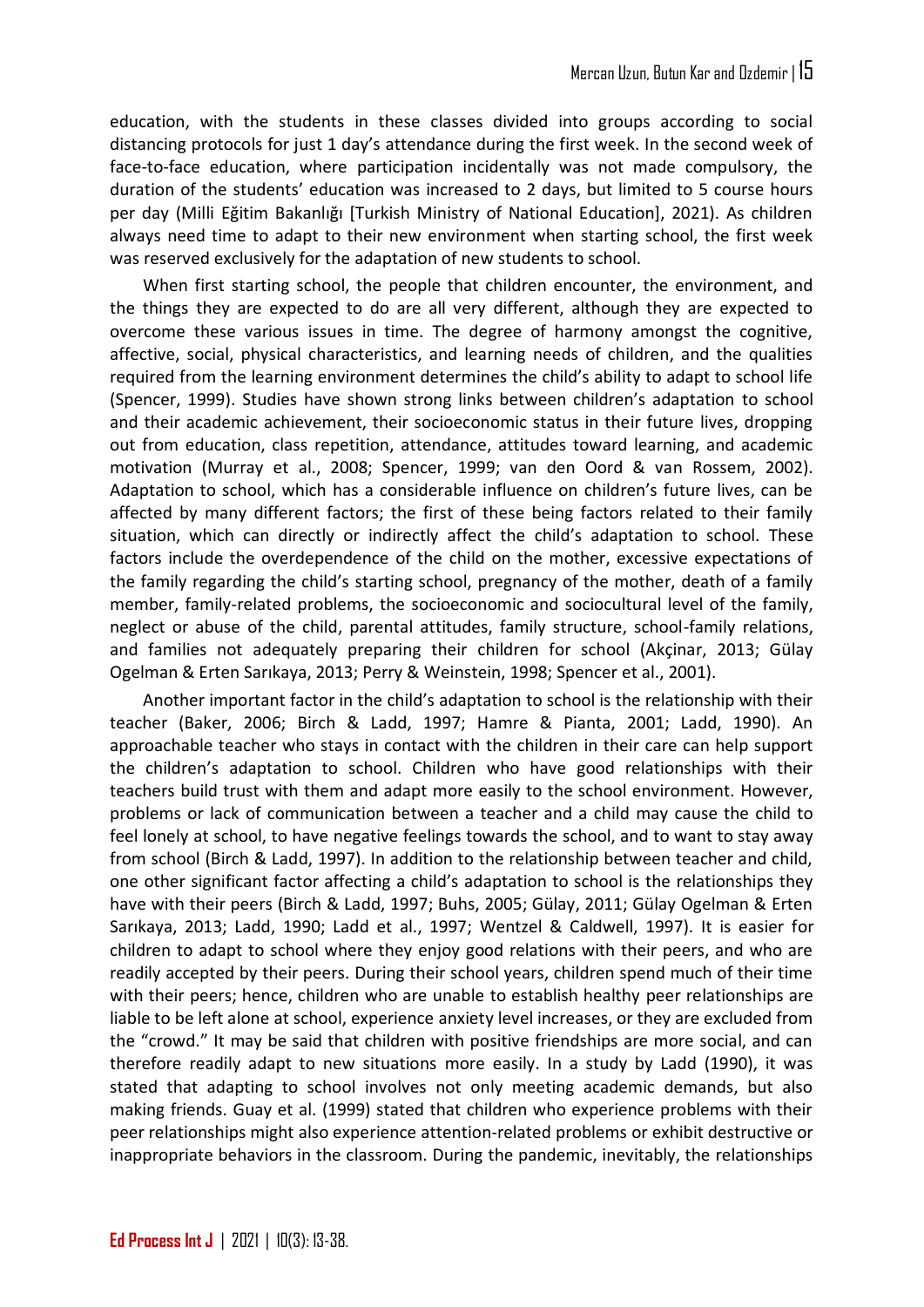education, with the students in these classes divided into groups according to social distancing protocols for just 1 day's attendance during the first week. In the second week of face-to-face education, where participation incidentally was not made compulsory, the duration of the students' education was increased to 2 days, but limited to 5 course hours per day (Milli Eğitim Bakanlığı [Turkish Ministry of National Education], 2021). As children always need time to adapt to their new environment when starting school, the first week was reserved exclusively for the adaptation of new students to school.

When first starting school, the people that children encounter, the environment, and the things they are expected to do are all very different, although they are expected to overcome these various issues in time. The degree of harmony amongst the cognitive, affective, social, physical characteristics, and learning needs of children, and the qualities required from the learning environment determines the child's ability to adapt to school life (Spencer, 1999). Studies have shown strong links between children's adaptation to school and their academic achievement, their socioeconomic status in their future lives, dropping out from education, class repetition, attendance, attitudes toward learning, and academic motivation (Murray et al., 2008; Spencer, 1999; van den Oord & van Rossem, 2002). Adaptation to school, which has a considerable influence on children's future lives, can be affected by many different factors; the first of these being factors related to their family situation, which can directly or indirectly affect the child's adaptation to school. These factors include the overdependence of the child on the mother, excessive expectations of the family regarding the child's starting school, pregnancy of the mother, death of a family member, family-related problems, the socioeconomic and sociocultural level of the family, neglect or abuse of the child, parental attitudes, family structure, school-family relations, and families not adequately preparing their children for school (Akçinar, 2013; Gülay Ogelman & Erten Sarıkaya, 2013; Perry & Weinstein, 1998; Spencer et al., 2001).

Another important factor in the child's adaptation to school is the relationship with their teacher (Baker, 2006; Birch & Ladd, 1997; Hamre & Pianta, 2001; Ladd, 1990). An approachable teacher who stays in contact with the children in their care can help support the children's adaptation to school. Children who have good relationships with their teachers build trust with them and adapt more easily to the school environment. However, problems or lack of communication between a teacher and a child may cause the child to feel lonely at school, to have negative feelings towards the school, and to want to stay away from school (Birch & Ladd, 1997). In addition to the relationship between teacher and child, one other significant factor affecting a child's adaptation to school is the relationships they have with their peers (Birch & Ladd, 1997; Buhs, 2005; Gülay, 2011; Gülay Ogelman & Erten Sarıkaya, 2013; Ladd, 1990; Ladd et al., 1997; Wentzel & Caldwell, 1997). It is easier for children to adapt to school where they enjoy good relations with their peers, and who are readily accepted by their peers. During their school years, children spend much of their time with their peers; hence, children who are unable to establish healthy peer relationships are liable to be left alone at school, experience anxiety level increases, or they are excluded from the "crowd." It may be said that children with positive friendships are more social, and can therefore readily adapt to new situations more easily. In a study by Ladd (1990), it was stated that adapting to school involves not only meeting academic demands, but also making friends. Guay et al. (1999) stated that children who experience problems with their peer relationships might also experience attention-related problems or exhibit destructive or inappropriate behaviors in the classroom. During the pandemic, inevitably, the relationships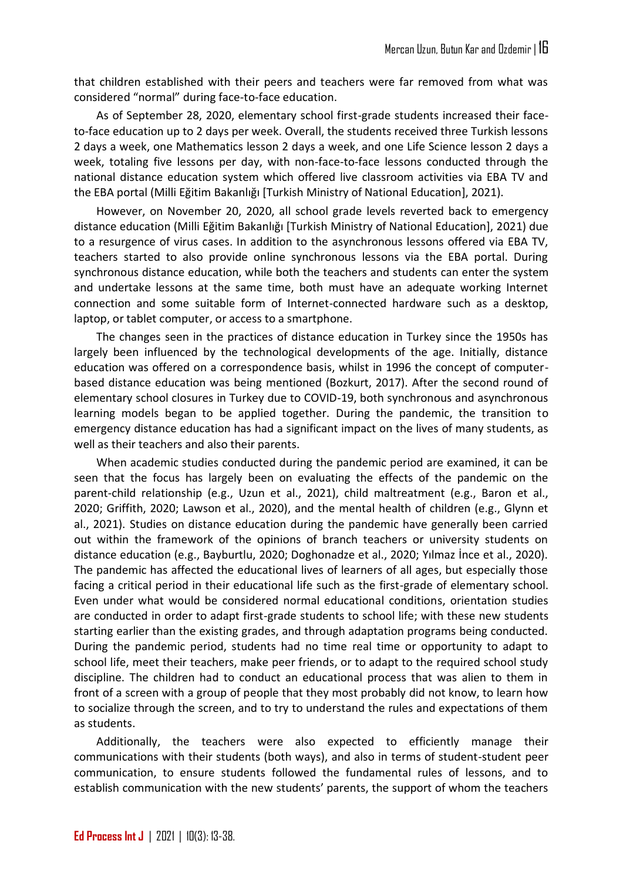that children established with their peers and teachers were far removed from what was considered "normal" during face-to-face education.

As of September 28, 2020, elementary school first-grade students increased their face-to-face education up to 2 days per week. Overall, the students received three Turkish lessons 2 days a week, one Mathematics lesson 2 days a week, and one Life Science lesson 2 days a week, totaling five lessons per day, with non-face-to-face lessons conducted through the national distance education system which offered live classroom activities via EBA TV and the EBA portal (Milli Eğitim Bakanlığı [Turkish Ministry of National Education], 2021).

However, on November 20, 2020, all school grade levels reverted back to emergency distance education (Milli Eğitim Bakanlığı [Turkish Ministry of National Education], 2021) due to a resurgence of virus cases. In addition to the asynchronous lessons offered via EBA TV, teachers started to also provide online synchronous lessons via the EBA portal. During synchronous distance education, while both the teachers and students can enter the system and undertake lessons at the same time, both must have an adequate working Internet connection and some suitable form of Internet-connected hardware such as a desktop, laptop, or tablet computer, or access to a smartphone.

The changes seen in the practices of distance education in Turkey since the 1950s has largely been influenced by the technological developments of the age. Initially, distance education was offered on a correspondence basis, whilst in 1996 the concept of computer-based distance education was being mentioned (Bozkurt, 2017). After the second round of elementary school closures in Turkey due to COVID-19, both synchronous and asynchronous learning models began to be applied together. During the pandemic, the transition to emergency distance education has had a significant impact on the lives of many students, as well as their teachers and also their parents.

When academic studies conducted during the pandemic period are examined, it can be seen that the focus has largely been on evaluating the effects of the pandemic on the parent-child relationship (e.g., Uzun et al., 2021), child maltreatment (e.g., Baron et al., 2020; Griffith, 2020; Lawson et al., 2020), and the mental health of children (e.g., Glynn et al., 2021). Studies on distance education during the pandemic have generally been carried out within the framework of the opinions of branch teachers or university students on distance education (e.g., Bayburtlu, 2020; Doghonadze et al., 2020; Yılmaz İnce et al., 2020). The pandemic has affected the educational lives of learners of all ages, but especially those facing a critical period in their educational life such as the first-grade of elementary school. Even under what would be considered normal educational conditions, orientation studies are conducted in order to adapt first-grade students to school life; with these new students starting earlier than the existing grades, and through adaptation programs being conducted. During the pandemic period, students had no time real time or opportunity to adapt to school life, meet their teachers, make peer friends, or to adapt to the required school study discipline. The children had to conduct an educational process that was alien to them in front of a screen with a group of people that they most probably did not know, to learn how to socialize through the screen, and to try to understand the rules and expectations of them as students.

Additionally, the teachers were also expected to efficiently manage their communications with their students (both ways), and also in terms of student-student peer communication, to ensure students followed the fundamental rules of lessons, and to establish communication with the new students' parents, the support of whom the teachers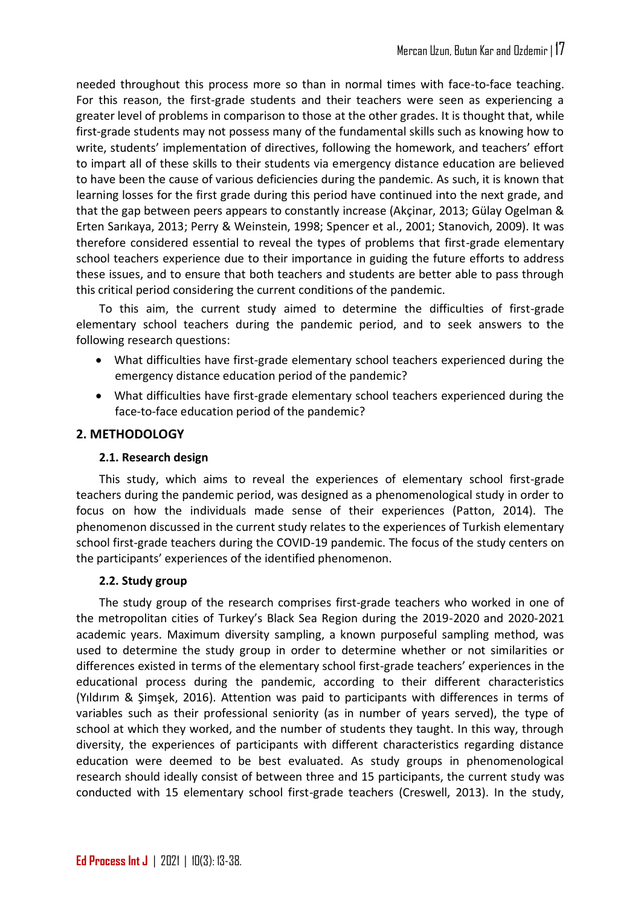needed throughout this process more so than in normal times with face-to-face teaching. For this reason, the first-grade students and their teachers were seen as experiencing a greater level of problems in comparison to those at the other grades. It is thought that, while first-grade students may not possess many of the fundamental skills such as knowing how to write, students' implementation of directives, following the homework, and teachers' effort to impart all of these skills to their students via emergency distance education are believed to have been the cause of various deficiencies during the pandemic. As such, it is known that learning losses for the first grade during this period have continued into the next grade, and that the gap between peers appears to constantly increase (Akçinar, 2013; Gülay Ogelman & Erten Sarıkaya, 2013; Perry & Weinstein, 1998; Spencer et al., 2001; Stanovich, 2009). It was therefore considered essential to reveal the types of problems that first-grade elementary school teachers experience due to their importance in guiding the future efforts to address these issues, and to ensure that both teachers and students are better able to pass through this critical period considering the current conditions of the pandemic.

To this aim, the current study aimed to determine the difficulties of first-grade elementary school teachers during the pandemic period, and to seek answers to the following research questions:

- What difficulties have first-grade elementary school teachers experienced during the emergency distance education period of the pandemic?
- What difficulties have first-grade elementary school teachers experienced during the face-to-face education period of the pandemic?

## 2. METHODOLOGY

### 2.1. Research design

This study, which aims to reveal the experiences of elementary school first-grade teachers during the pandemic period, was designed as a phenomenological study in order to focus on how the individuals made sense of their experiences (Patton, 2014). The phenomenon discussed in the current study relates to the experiences of Turkish elementary school first-grade teachers during the COVID-19 pandemic. The focus of the study centers on the participants' experiences of the identified phenomenon.

### 2.2. Study group

The study group of the research comprises first-grade teachers who worked in one of the metropolitan cities of Turkey's Black Sea Region during the 2019-2020 and 2020-2021 academic years. Maximum diversity sampling, a known purposeful sampling method, was used to determine the study group in order to determine whether or not similarities or differences existed in terms of the elementary school first-grade teachers' experiences in the educational process during the pandemic, according to their different characteristics (Yıldırım & Şimşek, 2016). Attention was paid to participants with differences in terms of variables such as their professional seniority (as in number of years served), the type of school at which they worked, and the number of students they taught. In this way, through diversity, the experiences of participants with different characteristics regarding distance education were deemed to be best evaluated. As study groups in phenomenological research should ideally consist of between three and 15 participants, the current study was conducted with 15 elementary school first-grade teachers (Creswell, 2013). In the study,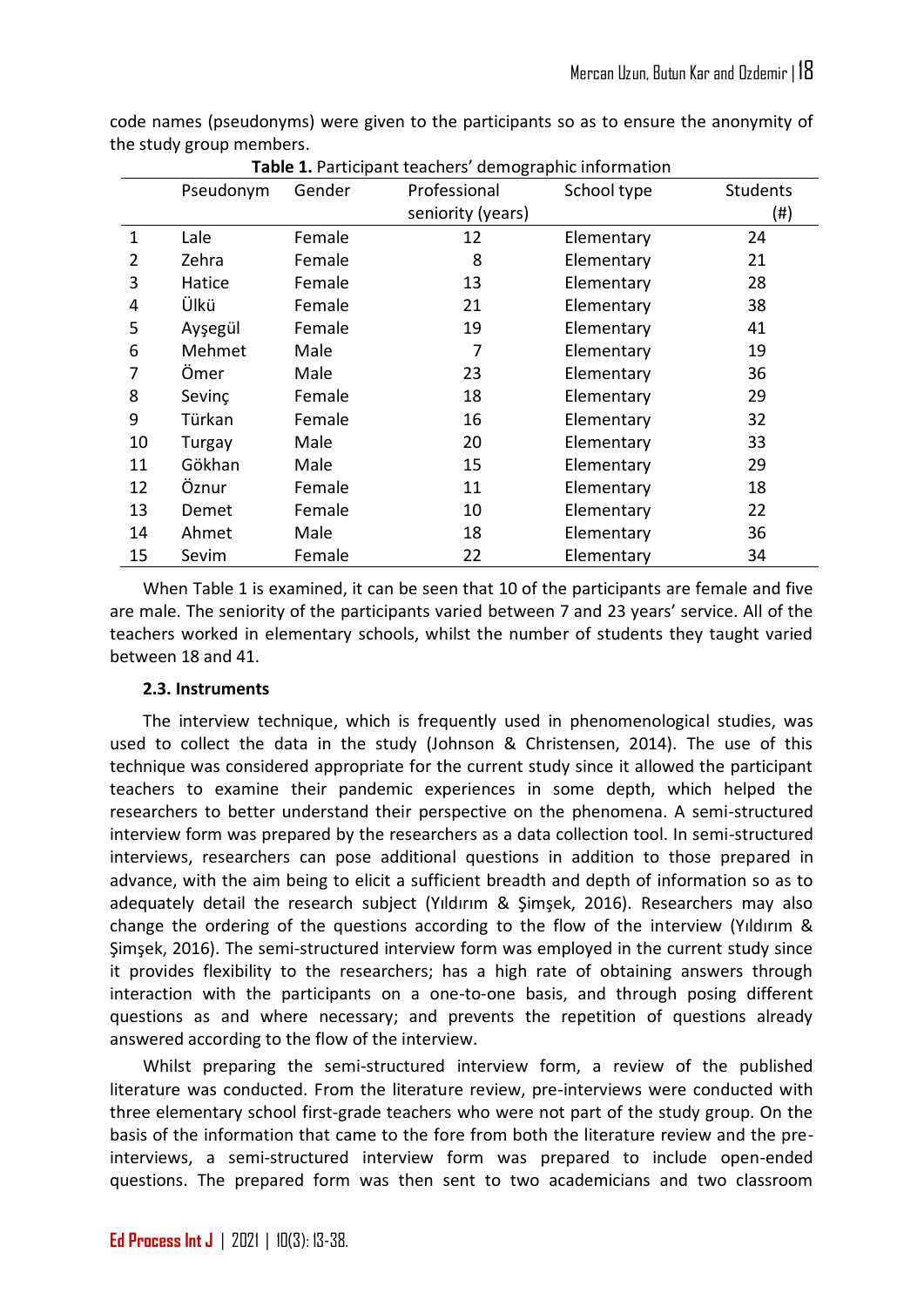code names (pseudonyms) were given to the participants so as to ensure the anonymity of the study group members.

**Table 1.** Participant teachers' demographic information

| | Pseudonym | Gender | Professional seniority (years) | School type | Students (#) |
|---|---|---|---|---|---|
| 1 | Lale | Female | 12 | Elementary | 24 |
| 2 | Zehra | Female | 8 | Elementary | 21 |
| 3 | Hatice | Female | 13 | Elementary | 28 |
| 4 | Ülkü | Female | 21 | Elementary | 38 |
| 5 | Ayşegül | Female | 19 | Elementary | 41 |
| 6 | Mehmet | Male | 7 | Elementary | 19 |
| 7 | Ömer | Male | 23 | Elementary | 36 |
| 8 | Sevinç | Female | 18 | Elementary | 29 |
| 9 | Türkan | Female | 16 | Elementary | 32 |
| 10 | Turgay | Male | 20 | Elementary | 33 |
| 11 | Gökhan | Male | 15 | Elementary | 29 |
| 12 | Öznur | Female | 11 | Elementary | 18 |
| 13 | Demet | Female | 10 | Elementary | 22 |
| 14 | Ahmet | Male | 18 | Elementary | 36 |
| 15 | Sevim | Female | 22 | Elementary | 34 |

When Table 1 is examined, it can be seen that 10 of the participants are female and five are male. The seniority of the participants varied between 7 and 23 years' service. All of the teachers worked in elementary schools, whilst the number of students they taught varied between 18 and 41.

### 2.3. Instruments

The interview technique, which is frequently used in phenomenological studies, was used to collect the data in the study (Johnson & Christensen, 2014). The use of this technique was considered appropriate for the current study since it allowed the participant teachers to examine their pandemic experiences in some depth, which helped the researchers to better understand their perspective on the phenomena. A semi-structured interview form was prepared by the researchers as a data collection tool. In semi-structured interviews, researchers can pose additional questions in addition to those prepared in advance, with the aim being to elicit a sufficient breadth and depth of information so as to adequately detail the research subject (Yıldırım & Şimşek, 2016). Researchers may also change the ordering of the questions according to the flow of the interview (Yıldırım & Şimşek, 2016). The semi-structured interview form was employed in the current study since it provides flexibility to the researchers; has a high rate of obtaining answers through interaction with the participants on a one-to-one basis, and through posing different questions as and where necessary; and prevents the repetition of questions already answered according to the flow of the interview.

Whilst preparing the semi-structured interview form, a review of the published literature was conducted. From the literature review, pre-interviews were conducted with three elementary school first-grade teachers who were not part of the study group. On the basis of the information that came to the fore from both the literature review and the pre-interviews, a semi-structured interview form was prepared to include open-ended questions. The prepared form was then sent to two academicians and two classroom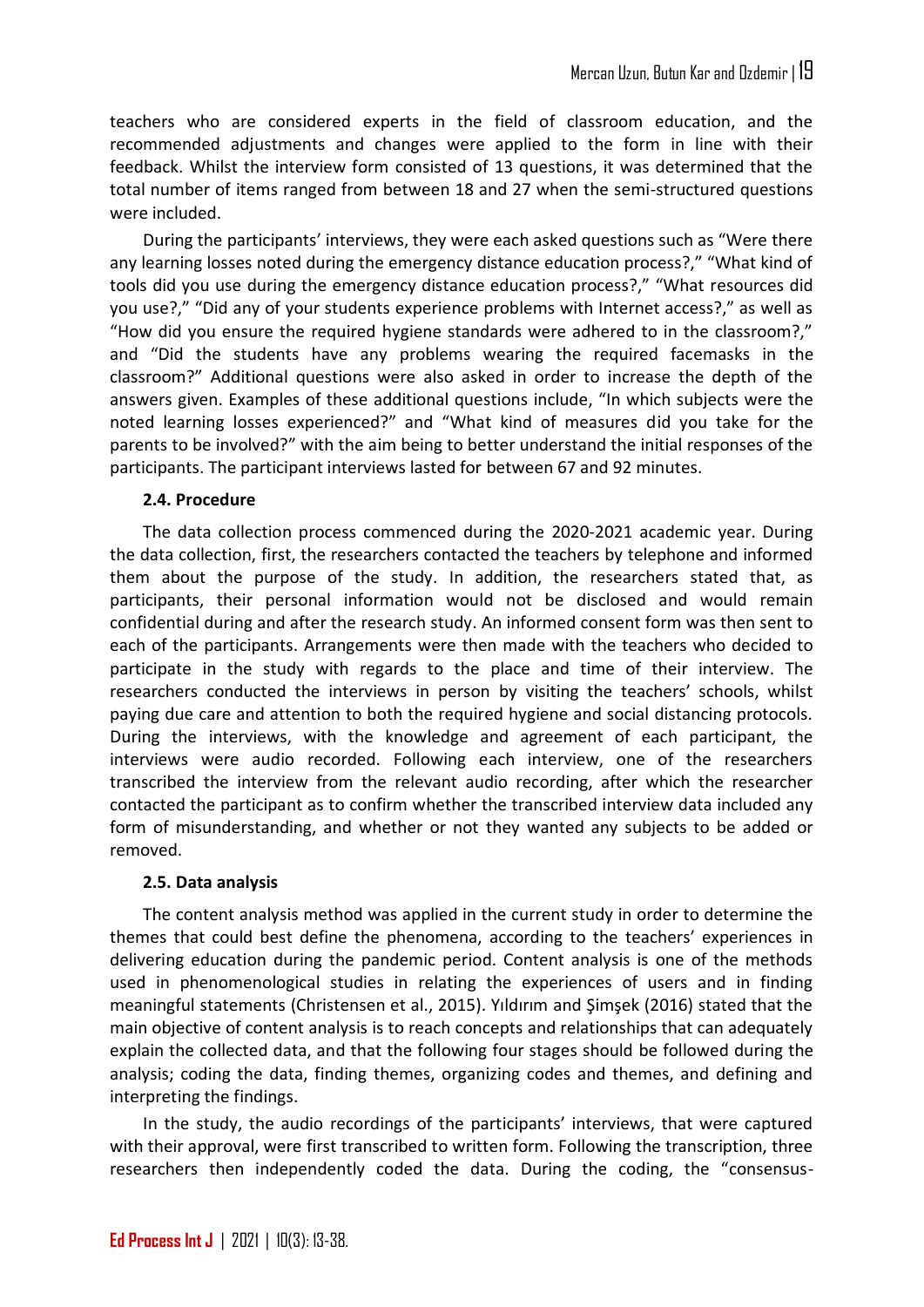teachers who are considered experts in the field of classroom education, and the recommended adjustments and changes were applied to the form in line with their feedback. Whilst the interview form consisted of 13 questions, it was determined that the total number of items ranged from between 18 and 27 when the semi-structured questions were included.

During the participants' interviews, they were each asked questions such as "Were there any learning losses noted during the emergency distance education process?," "What kind of tools did you use during the emergency distance education process?," "What resources did you use?," "Did any of your students experience problems with Internet access?," as well as "How did you ensure the required hygiene standards were adhered to in the classroom?," and "Did the students have any problems wearing the required facemasks in the classroom?" Additional questions were also asked in order to increase the depth of the answers given. Examples of these additional questions include, "In which subjects were the noted learning losses experienced?" and "What kind of measures did you take for the parents to be involved?" with the aim being to better understand the initial responses of the participants. The participant interviews lasted for between 67 and 92 minutes.

### 2.4. Procedure

The data collection process commenced during the 2020-2021 academic year. During the data collection, first, the researchers contacted the teachers by telephone and informed them about the purpose of the study. In addition, the researchers stated that, as participants, their personal information would not be disclosed and would remain confidential during and after the research study. An informed consent form was then sent to each of the participants. Arrangements were then made with the teachers who decided to participate in the study with regards to the place and time of their interview. The researchers conducted the interviews in person by visiting the teachers' schools, whilst paying due care and attention to both the required hygiene and social distancing protocols. During the interviews, with the knowledge and agreement of each participant, the interviews were audio recorded. Following each interview, one of the researchers transcribed the interview from the relevant audio recording, after which the researcher contacted the participant as to confirm whether the transcribed interview data included any form of misunderstanding, and whether or not they wanted any subjects to be added or removed.

### 2.5. Data analysis

The content analysis method was applied in the current study in order to determine the themes that could best define the phenomena, according to the teachers' experiences in delivering education during the pandemic period. Content analysis is one of the methods used in phenomenological studies in relating the experiences of users and in finding meaningful statements (Christensen et al., 2015). Yıldırım and Şimşek (2016) stated that the main objective of content analysis is to reach concepts and relationships that can adequately explain the collected data, and that the following four stages should be followed during the analysis; coding the data, finding themes, organizing codes and themes, and defining and interpreting the findings.

In the study, the audio recordings of the participants' interviews, that were captured with their approval, were first transcribed to written form. Following the transcription, three researchers then independently coded the data. During the coding, the "consensus-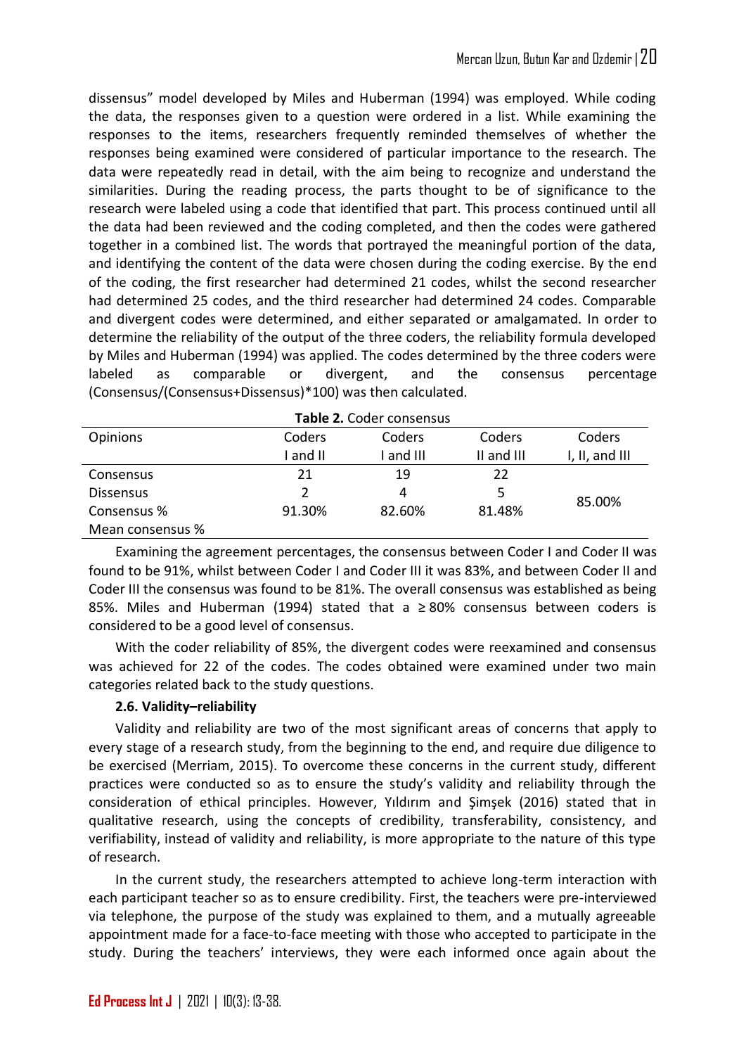dissensus" model developed by Miles and Huberman (1994) was employed. While coding the data, the responses given to a question were ordered in a list. While examining the responses to the items, researchers frequently reminded themselves of whether the responses being examined were considered of particular importance to the research. The data were repeatedly read in detail, with the aim being to recognize and understand the similarities. During the reading process, the parts thought to be of significance to the research were labeled using a code that identified that part. This process continued until all the data had been reviewed and the coding completed, and then the codes were gathered together in a combined list. The words that portrayed the meaningful portion of the data, and identifying the content of the data were chosen during the coding exercise. By the end of the coding, the first researcher had determined 21 codes, whilst the second researcher had determined 25 codes, and the third researcher had determined 24 codes. Comparable and divergent codes were determined, and either separated or amalgamated. In order to determine the reliability of the output of the three coders, the reliability formula developed by Miles and Huberman (1994) was applied. The codes determined by the three coders were labeled as comparable or divergent, and the consensus percentage (Consensus/(Consensus+Dissensus)*100) was then calculated.

**Table 2.** Coder consensus

| Opinions | Coders I and II | Coders I and III | Coders II and III | Coders I, II, and III |
|---|---|---|---|---|
| Consensus | 21 | 19 | 22 | |
| Dissensus | 2 | 4 | 5 | 85.00% |
| Consensus % | 91.30% | 82.60% | 81.48% | |
| Mean consensus % | | | | |

Examining the agreement percentages, the consensus between Coder I and Coder II was found to be 91%, whilst between Coder I and Coder III it was 83%, and between Coder II and Coder III the consensus was found to be 81%. The overall consensus was established as being 85%. Miles and Huberman (1994) stated that a ≥ 80% consensus between coders is considered to be a good level of consensus.

With the coder reliability of 85%, the divergent codes were reexamined and consensus was achieved for 22 of the codes. The codes obtained were examined under two main categories related back to the study questions.

### 2.6. Validity–reliability

Validity and reliability are two of the most significant areas of concerns that apply to every stage of a research study, from the beginning to the end, and require due diligence to be exercised (Merriam, 2015). To overcome these concerns in the current study, different practices were conducted so as to ensure the study's validity and reliability through the consideration of ethical principles. However, Yıldırım and Şimşek (2016) stated that in qualitative research, using the concepts of credibility, transferability, consistency, and verifiability, instead of validity and reliability, is more appropriate to the nature of this type of research.

In the current study, the researchers attempted to achieve long-term interaction with each participant teacher so as to ensure credibility. First, the teachers were pre-interviewed via telephone, the purpose of the study was explained to them, and a mutually agreeable appointment made for a face-to-face meeting with those who accepted to participate in the study. During the teachers' interviews, they were each informed once again about the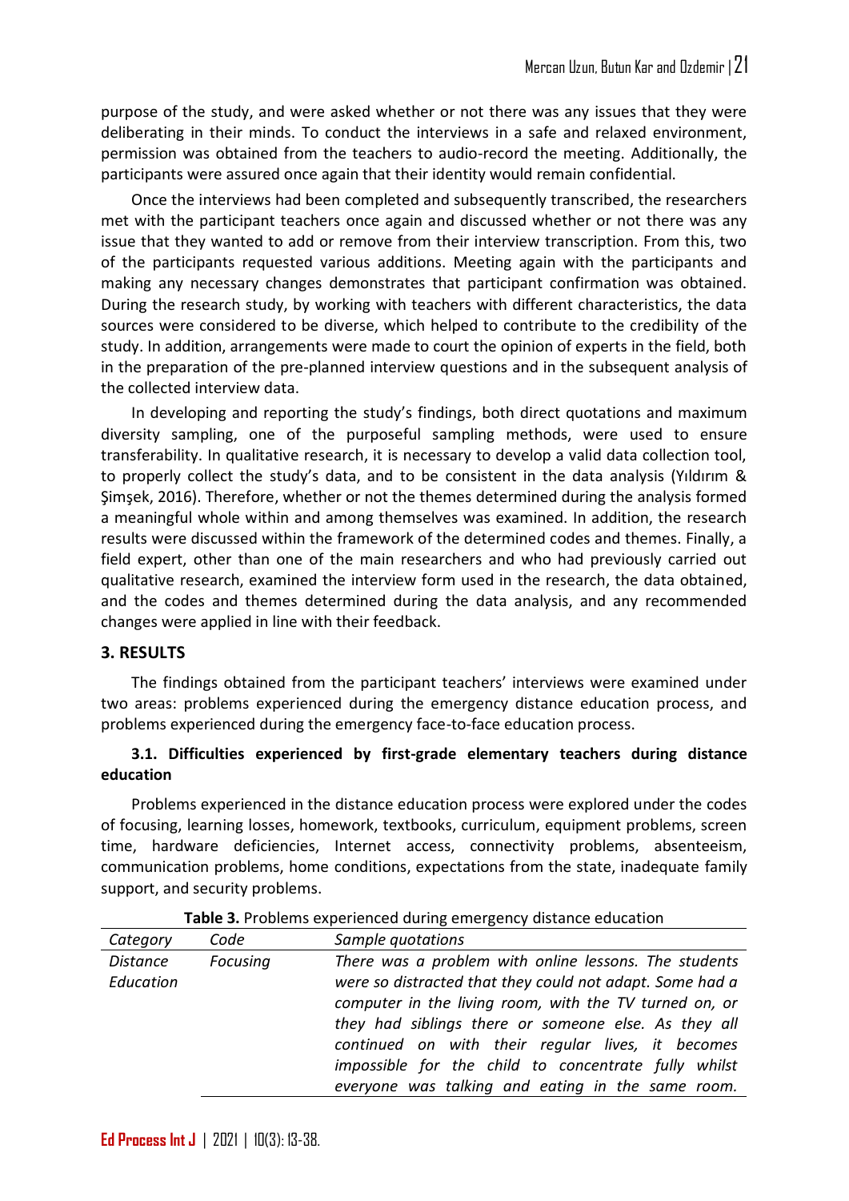purpose of the study, and were asked whether or not there was any issues that they were deliberating in their minds. To conduct the interviews in a safe and relaxed environment, permission was obtained from the teachers to audio-record the meeting. Additionally, the participants were assured once again that their identity would remain confidential.

Once the interviews had been completed and subsequently transcribed, the researchers met with the participant teachers once again and discussed whether or not there was any issue that they wanted to add or remove from their interview transcription. From this, two of the participants requested various additions. Meeting again with the participants and making any necessary changes demonstrates that participant confirmation was obtained. During the research study, by working with teachers with different characteristics, the data sources were considered to be diverse, which helped to contribute to the credibility of the study. In addition, arrangements were made to court the opinion of experts in the field, both in the preparation of the pre-planned interview questions and in the subsequent analysis of the collected interview data.

In developing and reporting the study's findings, both direct quotations and maximum diversity sampling, one of the purposeful sampling methods, were used to ensure transferability. In qualitative research, it is necessary to develop a valid data collection tool, to properly collect the study's data, and to be consistent in the data analysis (Yıldırım & Şimşek, 2016). Therefore, whether or not the themes determined during the analysis formed a meaningful whole within and among themselves was examined. In addition, the research results were discussed within the framework of the determined codes and themes. Finally, a field expert, other than one of the main researchers and who had previously carried out qualitative research, examined the interview form used in the research, the data obtained, and the codes and themes determined during the data analysis, and any recommended changes were applied in line with their feedback.

## 3. RESULTS

The findings obtained from the participant teachers' interviews were examined under two areas: problems experienced during the emergency distance education process, and problems experienced during the emergency face-to-face education process.

### 3.1. Difficulties experienced by first-grade elementary teachers during distance education

Problems experienced in the distance education process were explored under the codes of focusing, learning losses, homework, textbooks, curriculum, equipment problems, screen time, hardware deficiencies, Internet access, connectivity problems, absenteeism, communication problems, home conditions, expectations from the state, inadequate family support, and security problems.

**Table 3.** Problems experienced during emergency distance education

| *Category* | *Code* | *Sample quotations* |
|---|---|---|
| *Distance Education* | *Focusing* | *There was a problem with online lessons. The students were so distracted that they could not adapt. Some had a computer in the living room, with the TV turned on, or they had siblings there or someone else. As they all continued on with their regular lives, it becomes impossible for the child to concentrate fully whilst everyone was talking and eating in the same room.* |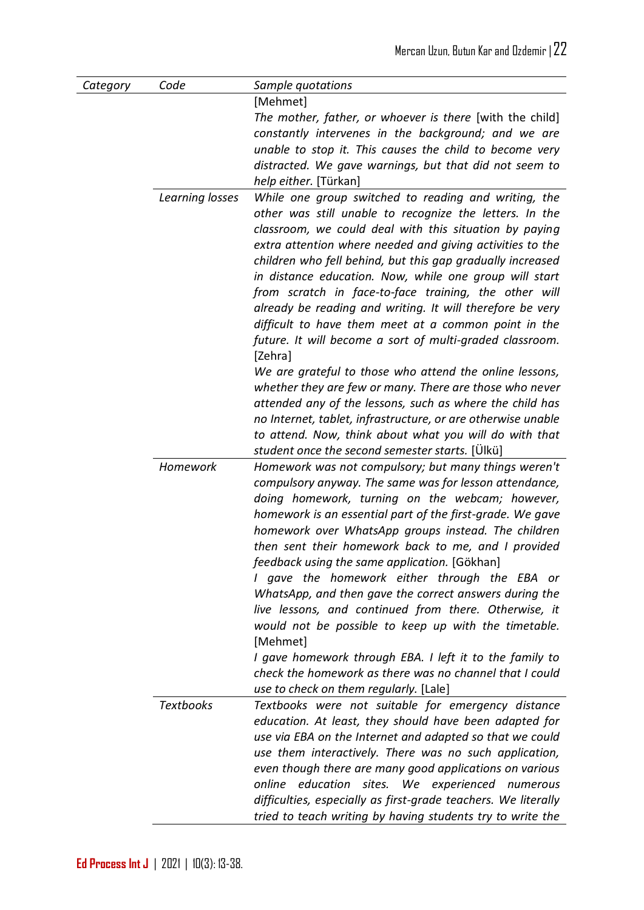| *Category* | *Code* | *Sample quotations* |
|---|---|---|
| | | [Mehmet] *The mother, father, or whoever is there* [with the child] *constantly intervenes in the background; and we are unable to stop it. This causes the child to become very distracted. We gave warnings, but that did not seem to help either.* [Türkan] |
| | *Learning losses* | *While one group switched to reading and writing, the other was still unable to recognize the letters. In the classroom, we could deal with this situation by paying extra attention where needed and giving activities to the children who fell behind, but this gap gradually increased in distance education. Now, while one group will start from scratch in face-to-face training, the other will already be reading and writing. It will therefore be very difficult to have them meet at a common point in the future. It will become a sort of multi-graded classroom.* [Zehra] *We are grateful to those who attend the online lessons, whether they are few or many. There are those who never attended any of the lessons, such as where the child has no Internet, tablet, infrastructure, or are otherwise unable to attend. Now, think about what you will do with that student once the second semester starts.* [Ülkü] |
| | *Homework* | *Homework was not compulsory; but many things weren't compulsory anyway. The same was for lesson attendance, doing homework, turning on the webcam; however, homework is an essential part of the first-grade. We gave homework over WhatsApp groups instead. The children then sent their homework back to me, and I provided feedback using the same application.* [Gökhan] *I gave the homework either through the EBA or WhatsApp, and then gave the correct answers during the live lessons, and continued from there. Otherwise, it would not be possible to keep up with the timetable.* [Mehmet] *I gave homework through EBA. I left it to the family to check the homework as there was no channel that I could use to check on them regularly.* [Lale] |
| | *Textbooks* | *Textbooks were not suitable for emergency distance education. At least, they should have been adapted for use via EBA on the Internet and adapted so that we could use them interactively. There was no such application, even though there are many good applications on various online education sites. We experienced numerous difficulties, especially as first-grade teachers. We literally tried to teach writing by having students try to write the* |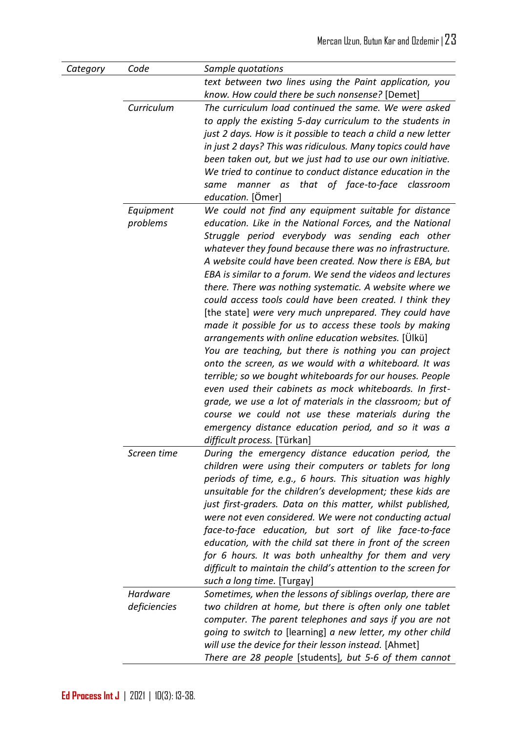| Category | Code | Sample quotations |
|---|---|---|
| | | *text between two lines using the Paint application, you know. How could there be such nonsense?* [Demet] |
| | *Curriculum* | *The curriculum load continued the same. We were asked to apply the existing 5-day curriculum to the students in just 2 days. How is it possible to teach a child a new letter in just 2 days? This was ridiculous. Many topics could have been taken out, but we just had to use our own initiative. We tried to continue to conduct distance education in the same manner as that of face-to-face classroom education.* [Ömer] |
| | *Equipment problems* | *We could not find any equipment suitable for distance education. Like in the National Forces, and the National Struggle period everybody was sending each other whatever they found because there was no infrastructure. A website could have been created. Now there is EBA, but EBA is similar to a forum. We send the videos and lectures there. There was nothing systematic. A website where we could access tools could have been created. I think they* [the state] *were very much unprepared. They could have made it possible for us to access these tools by making arrangements with online education websites.* [Ülkü] *You are teaching, but there is nothing you can project onto the screen, as we would with a whiteboard. It was terrible; so we bought whiteboards for our houses. People even used their cabinets as mock whiteboards. In first-grade, we use a lot of materials in the classroom; but of course we could not use these materials during the emergency distance education period, and so it was a difficult process.* [Türkan] |
| | *Screen time* | *During the emergency distance education period, the children were using their computers or tablets for long periods of time, e.g., 6 hours. This situation was highly unsuitable for the children's development; these kids are just first-graders. Data on this matter, whilst published, were not even considered. We were not conducting actual face-to-face education, but sort of like face-to-face education, with the child sat there in front of the screen for 6 hours. It was both unhealthy for them and very difficult to maintain the child's attention to the screen for such a long time.* [Turgay] |
| | *Hardware deficiencies* | *Sometimes, when the lessons of siblings overlap, there are two children at home, but there is often only one tablet computer. The parent telephones and says if you are not going to switch to* [learning] *a new letter, my other child will use the device for their lesson instead.* [Ahmet] *There are 28 people* [students]*, but 5-6 of them cannot* |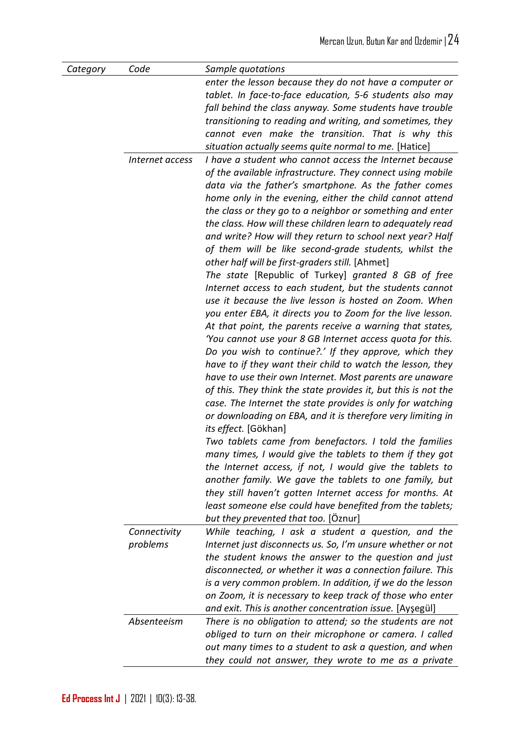| *Category* | *Code* | *Sample quotations* |
|---|---|---|
| | | *enter the lesson because they do not have a computer or tablet. In face-to-face education, 5-6 students also may fall behind the class anyway. Some students have trouble transitioning to reading and writing, and sometimes, they cannot even make the transition. That is why this situation actually seems quite normal to me.* [Hatice] |
| | *Internet access* | *I have a student who cannot access the Internet because of the available infrastructure. They connect using mobile data via the father's smartphone. As the father comes home only in the evening, either the child cannot attend the class or they go to a neighbor or something and enter the class. How will these children learn to adequately read and write? How will they return to school next year? Half of them will be like second-grade students, whilst the other half will be first-graders still.* [Ahmet] *The state* [Republic of Turkey] *granted 8 GB of free Internet access to each student, but the students cannot use it because the live lesson is hosted on Zoom. When you enter EBA, it directs you to Zoom for the live lesson. At that point, the parents receive a warning that states, 'You cannot use your 8 GB Internet access quota for this. Do you wish to continue?.' If they approve, which they have to if they want their child to watch the lesson, they have to use their own Internet. Most parents are unaware of this. They think the state provides it, but this is not the case. The Internet the state provides is only for watching or downloading on EBA, and it is therefore very limiting in its effect.* [Gökhan] *Two tablets came from benefactors. I told the families many times, I would give the tablets to them if they got the Internet access, if not, I would give the tablets to another family. We gave the tablets to one family, but they still haven't gotten Internet access for months. At least someone else could have benefited from the tablets; but they prevented that too.* [Öznur] |
| | *Connectivity problems* | *While teaching, I ask a student a question, and the Internet just disconnects us. So, I'm unsure whether or not the student knows the answer to the question and just disconnected, or whether it was a connection failure. This is a very common problem. In addition, if we do the lesson on Zoom, it is necessary to keep track of those who enter and exit. This is another concentration issue.* [Ayşegül] |
| | *Absenteeism* | *There is no obligation to attend; so the students are not obliged to turn on their microphone or camera. I called out many times to a student to ask a question, and when they could not answer, they wrote to me as a private* |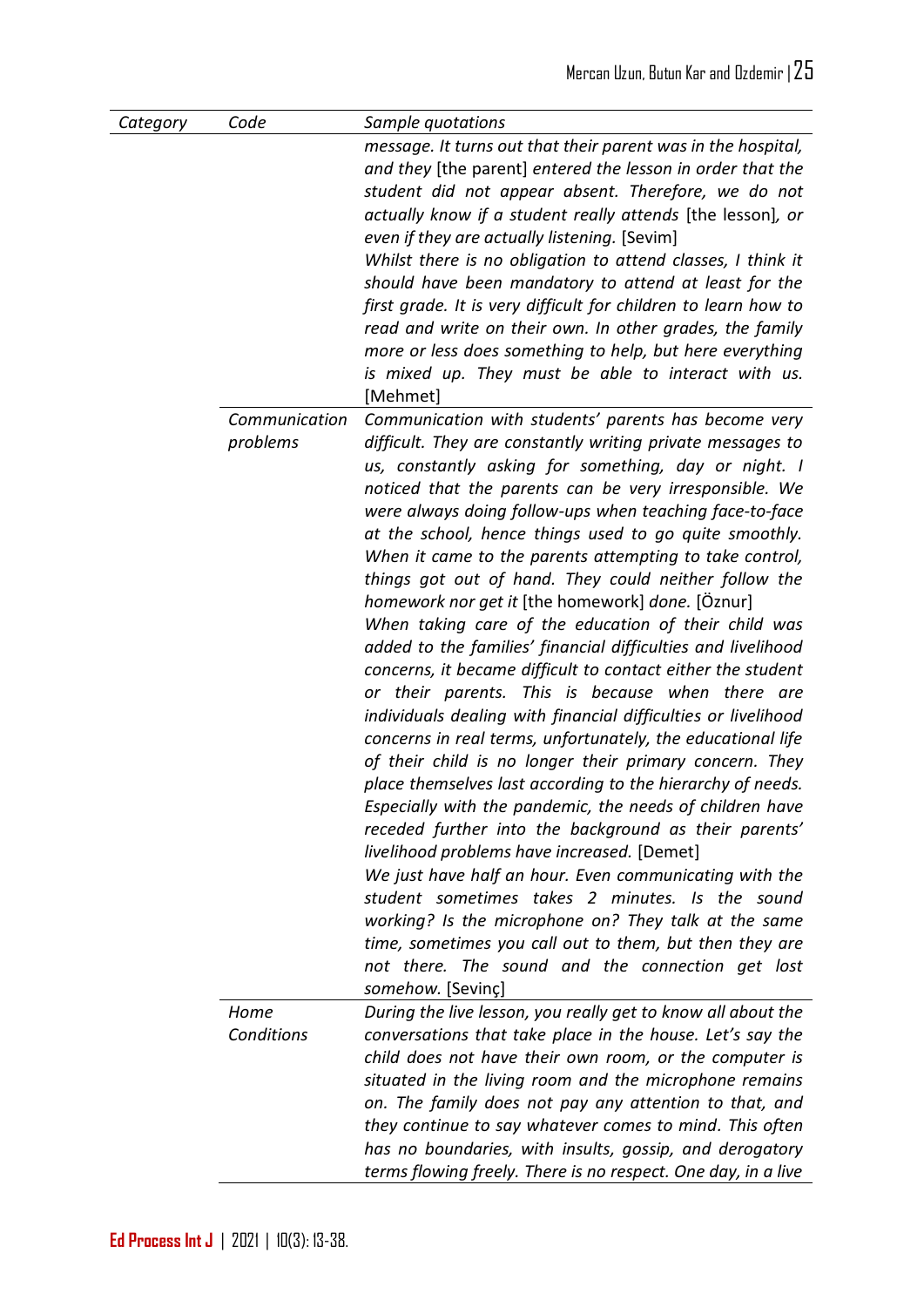| Category | Code | Sample quotations |
|---|---|---|
| | | *message. It turns out that their parent was in the hospital, and they* [the parent] *entered the lesson in order that the student did not appear absent. Therefore, we do not actually know if a student really attends* [the lesson]*, or even if they are actually listening.* [Sevim] *Whilst there is no obligation to attend classes, I think it should have been mandatory to attend at least for the first grade. It is very difficult for children to learn how to read and write on their own. In other grades, the family more or less does something to help, but here everything is mixed up. They must be able to interact with us.* [Mehmet] |
| | *Communication problems* | *Communication with students' parents has become very difficult. They are constantly writing private messages to us, constantly asking for something, day or night. I noticed that the parents can be very irresponsible. We were always doing follow-ups when teaching face-to-face at the school, hence things used to go quite smoothly. When it came to the parents attempting to take control, things got out of hand. They could neither follow the homework nor get it* [the homework] *done.* [Öznur] *When taking care of the education of their child was added to the families' financial difficulties and livelihood concerns, it became difficult to contact either the student or their parents. This is because when there are individuals dealing with financial difficulties or livelihood concerns in real terms, unfortunately, the educational life of their child is no longer their primary concern. They place themselves last according to the hierarchy of needs. Especially with the pandemic, the needs of children have receded further into the background as their parents' livelihood problems have increased.* [Demet] *We just have half an hour. Even communicating with the student sometimes takes 2 minutes. Is the sound working? Is the microphone on? They talk at the same time, sometimes you call out to them, but then they are not there. The sound and the connection get lost somehow.* [Sevinç] |
| | *Home Conditions* | *During the live lesson, you really get to know all about the conversations that take place in the house. Let's say the child does not have their own room, or the computer is situated in the living room and the microphone remains on. The family does not pay any attention to that, and they continue to say whatever comes to mind. This often has no boundaries, with insults, gossip, and derogatory terms flowing freely. There is no respect. One day, in a live* |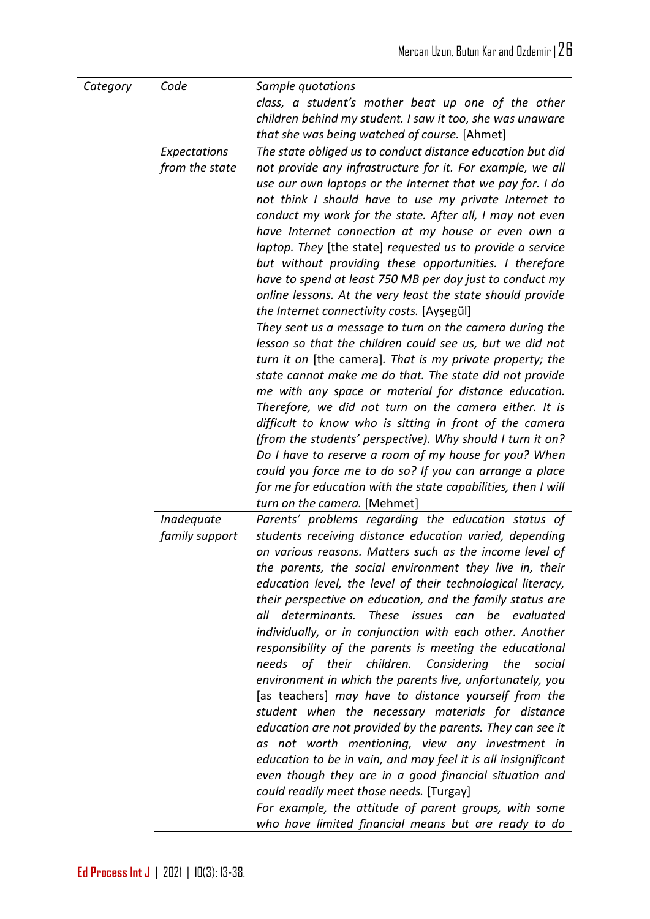| *Category* | *Code* | *Sample quotations* |
|---|---|---|
| | | *class, a student's mother beat up one of the other children behind my student. I saw it too, she was unaware that she was being watched of course.* [Ahmet] |
| | *Expectations from the state* | *The state obliged us to conduct distance education but did not provide any infrastructure for it. For example, we all use our own laptops or the Internet that we pay for. I do not think I should have to use my private Internet to conduct my work for the state. After all, I may not even have Internet connection at my house or even own a laptop. They* [the state] *requested us to provide a service but without providing these opportunities. I therefore have to spend at least 750 MB per day just to conduct my online lessons. At the very least the state should provide the Internet connectivity costs.* [Ayşegül]<br>*They sent us a message to turn on the camera during the lesson so that the children could see us, but we did not turn it on* [the camera]*. That is my private property; the state cannot make me do that. The state did not provide me with any space or material for distance education. Therefore, we did not turn on the camera either. It is difficult to know who is sitting in front of the camera (from the students' perspective). Why should I turn it on? Do I have to reserve a room of my house for you? When could you force me to do so? If you can arrange a place for me for education with the state capabilities, then I will turn on the camera.* [Mehmet] |
| | *Inadequate family support* | *Parents' problems regarding the education status of students receiving distance education varied, depending on various reasons. Matters such as the income level of the parents, the social environment they live in, their education level, the level of their technological literacy, their perspective on education, and the family status are all determinants. These issues can be evaluated individually, or in conjunction with each other. Another responsibility of the parents is meeting the educational needs of their children. Considering the social environment in which the parents live, unfortunately, you* [as teachers] *may have to distance yourself from the student when the necessary materials for distance education are not provided by the parents. They can see it as not worth mentioning, view any investment in education to be in vain, and may feel it is all insignificant even though they are in a good financial situation and could readily meet those needs.* [Turgay]<br>*For example, the attitude of parent groups, with some who have limited financial means but are ready to do* |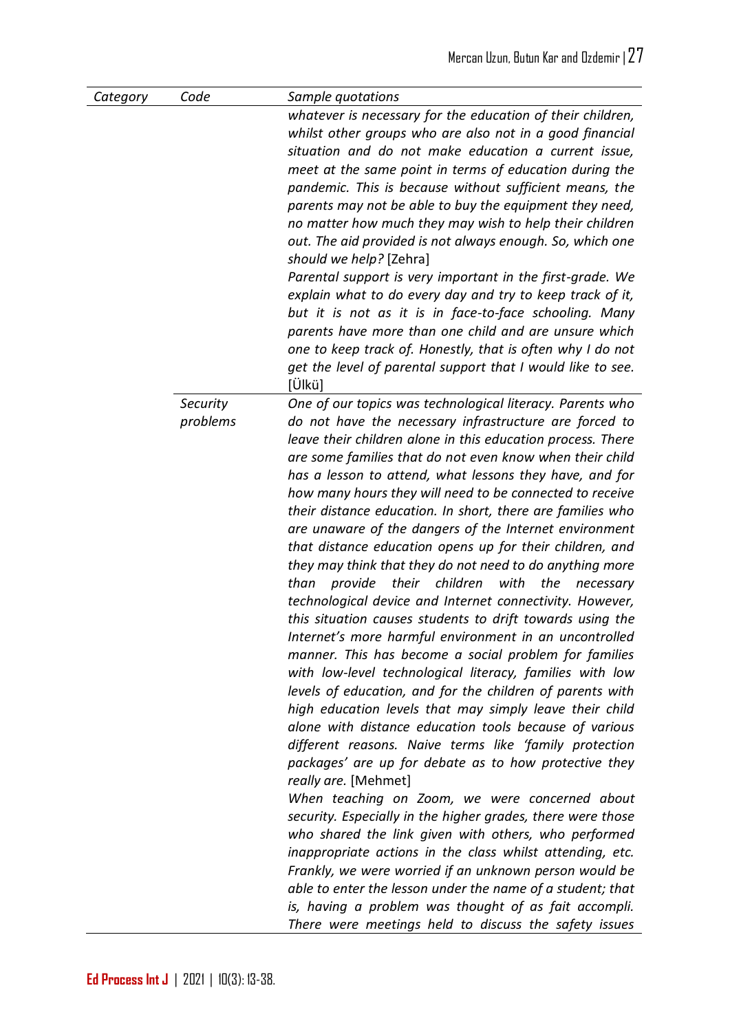| Category | Code | Sample quotations |
|---|---|---|
| | | *whatever is necessary for the education of their children, whilst other groups who are also not in a good financial situation and do not make education a current issue, meet at the same point in terms of education during the pandemic. This is because without sufficient means, the parents may not be able to buy the equipment they need, no matter how much they may wish to help their children out. The aid provided is not always enough. So, which one should we help?* [Zehra] *Parental support is very important in the first-grade. We explain what to do every day and try to keep track of it, but it is not as it is in face-to-face schooling. Many parents have more than one child and are unsure which one to keep track of. Honestly, that is often why I do not get the level of parental support that I would like to see.* [Ülkü] |
| | *Security problems* | *One of our topics was technological literacy. Parents who do not have the necessary infrastructure are forced to leave their children alone in this education process. There are some families that do not even know when their child has a lesson to attend, what lessons they have, and for how many hours they will need to be connected to receive their distance education. In short, there are families who are unaware of the dangers of the Internet environment that distance education opens up for their children, and they may think that they do not need to do anything more than provide their children with the necessary technological device and Internet connectivity. However, this situation causes students to drift towards using the Internet's more harmful environment in an uncontrolled manner. This has become a social problem for families with low-level technological literacy, families with low levels of education, and for the children of parents with high education levels that may simply leave their child alone with distance education tools because of various different reasons. Naive terms like 'family protection packages' are up for debate as to how protective they really are.* [Mehmet] *When teaching on Zoom, we were concerned about security. Especially in the higher grades, there were those who shared the link given with others, who performed inappropriate actions in the class whilst attending, etc. Frankly, we were worried if an unknown person would be able to enter the lesson under the name of a student; that is, having a problem was thought of as fait accompli. There were meetings held to discuss the safety issues* |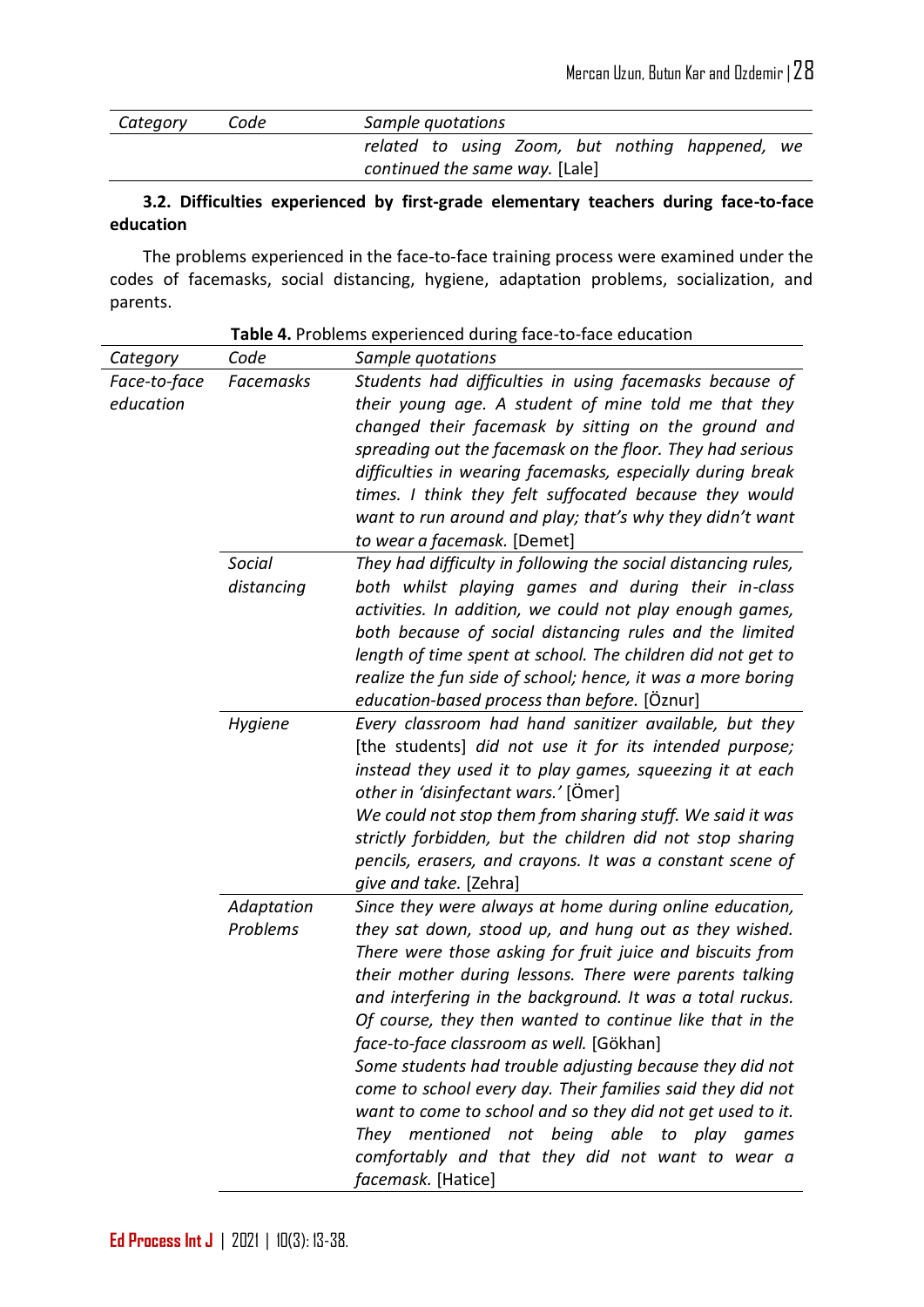| Category | Code | Sample quotations |
|---|---|---|
| | | *related to using Zoom, but nothing happened, we continued the same way.* [Lale] |

**3.2. Difficulties experienced by first-grade elementary teachers during face-to-face education**

The problems experienced in the face-to-face training process were examined under the codes of facemasks, social distancing, hygiene, adaptation problems, socialization, and parents.

**Table 4.** Problems experienced during face-to-face education

| Category | Code | Sample quotations |
|---|---|---|
| *Face-to-face education* | *Facemasks* | *Students had difficulties in using facemasks because of their young age. A student of mine told me that they changed their facemask by sitting on the ground and spreading out the facemask on the floor. They had serious difficulties in wearing facemasks, especially during break times. I think they felt suffocated because they would want to run around and play; that's why they didn't want to wear a facemask.* [Demet] |
| | *Social distancing* | *They had difficulty in following the social distancing rules, both whilst playing games and during their in-class activities. In addition, we could not play enough games, both because of social distancing rules and the limited length of time spent at school. The children did not get to realize the fun side of school; hence, it was a more boring education-based process than before.* [Öznur] |
| | *Hygiene* | *Every classroom had hand sanitizer available, but they* [the students] *did not use it for its intended purpose; instead they used it to play games, squeezing it at each other in 'disinfectant wars.'* [Ömer] *We could not stop them from sharing stuff. We said it was strictly forbidden, but the children did not stop sharing pencils, erasers, and crayons. It was a constant scene of give and take.* [Zehra] |
| | *Adaptation Problems* | *Since they were always at home during online education, they sat down, stood up, and hung out as they wished. There were those asking for fruit juice and biscuits from their mother during lessons. There were parents talking and interfering in the background. It was a total ruckus. Of course, they then wanted to continue like that in the face-to-face classroom as well.* [Gökhan] *Some students had trouble adjusting because they did not come to school every day. Their families said they did not want to come to school and so they did not get used to it. They mentioned not being able to play games comfortably and that they did not want to wear a facemask.* [Hatice] |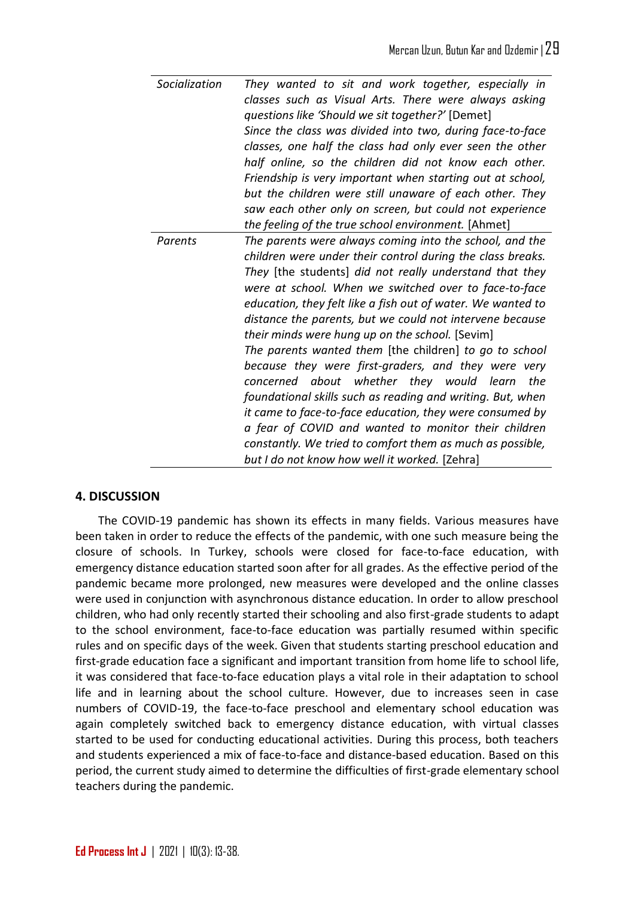| | |
|---|---|
| *Socialization* | *They wanted to sit and work together, especially in classes such as Visual Arts. There were always asking questions like 'Should we sit together?'* [Demet]<br>*Since the class was divided into two, during face-to-face classes, one half the class had only ever seen the other half online, so the children did not know each other. Friendship is very important when starting out at school, but the children were still unaware of each other. They saw each other only on screen, but could not experience the feeling of the true school environment.* [Ahmet] |
| *Parents* | *The parents were always coming into the school, and the children were under their control during the class breaks. They* [the students] *did not really understand that they were at school. When we switched over to face-to-face education, they felt like a fish out of water. We wanted to distance the parents, but we could not intervene because their minds were hung up on the school.* [Sevim]<br>*The parents wanted them* [the children] *to go to school because they were first-graders, and they were very concerned about whether they would learn the foundational skills such as reading and writing. But, when it came to face-to-face education, they were consumed by a fear of COVID and wanted to monitor their children constantly. We tried to comfort them as much as possible, but I do not know how well it worked.* [Zehra] |

## 4. DISCUSSION

The COVID-19 pandemic has shown its effects in many fields. Various measures have been taken in order to reduce the effects of the pandemic, with one such measure being the closure of schools. In Turkey, schools were closed for face-to-face education, with emergency distance education started soon after for all grades. As the effective period of the pandemic became more prolonged, new measures were developed and the online classes were used in conjunction with asynchronous distance education. In order to allow preschool children, who had only recently started their schooling and also first-grade students to adapt to the school environment, face-to-face education was partially resumed within specific rules and on specific days of the week. Given that students starting preschool education and first-grade education face a significant and important transition from home life to school life, it was considered that face-to-face education plays a vital role in their adaptation to school life and in learning about the school culture. However, due to increases seen in case numbers of COVID-19, the face-to-face preschool and elementary school education was again completely switched back to emergency distance education, with virtual classes started to be used for conducting educational activities. During this process, both teachers and students experienced a mix of face-to-face and distance-based education. Based on this period, the current study aimed to determine the difficulties of first-grade elementary school teachers during the pandemic.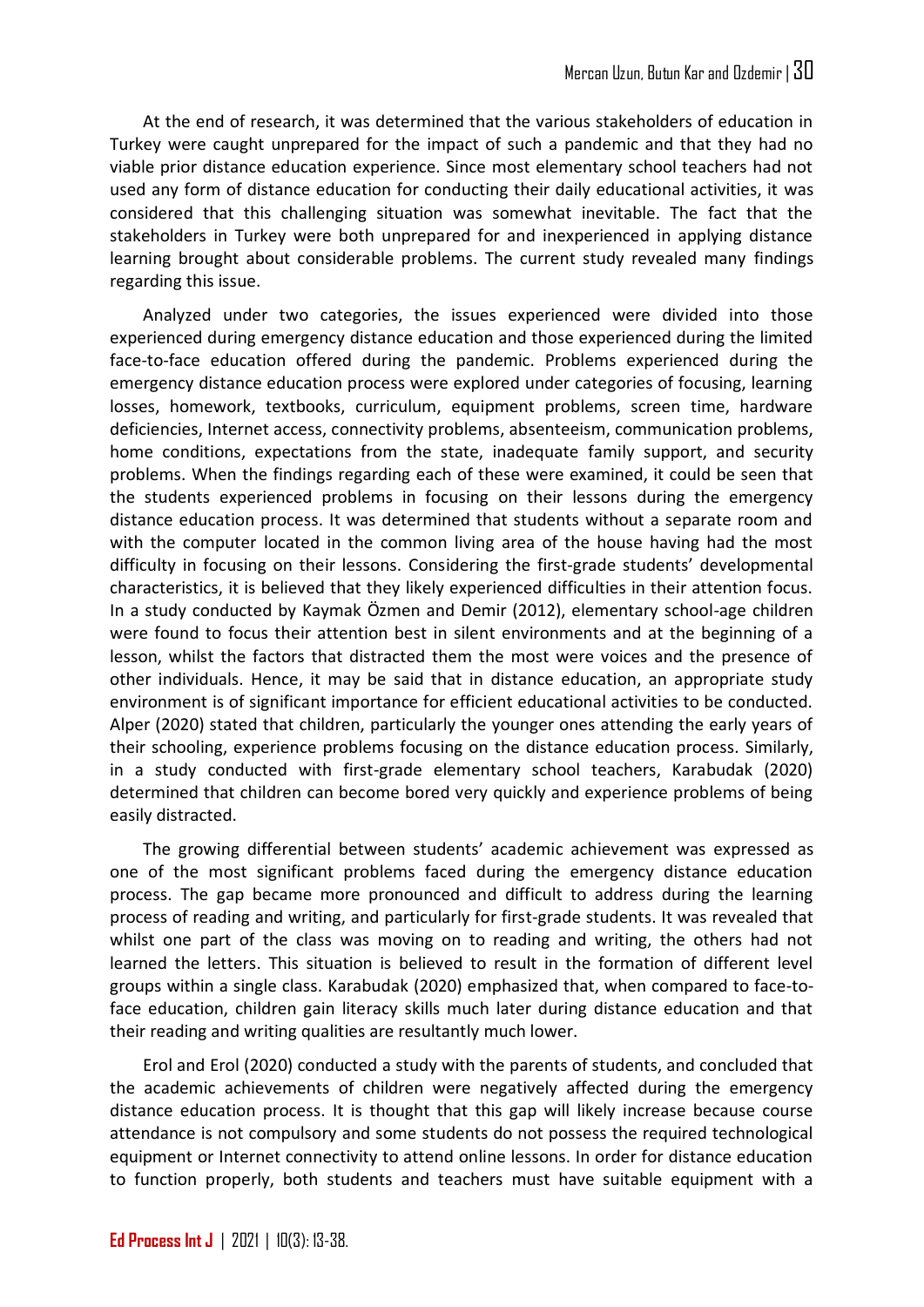At the end of research, it was determined that the various stakeholders of education in Turkey were caught unprepared for the impact of such a pandemic and that they had no viable prior distance education experience. Since most elementary school teachers had not used any form of distance education for conducting their daily educational activities, it was considered that this challenging situation was somewhat inevitable. The fact that the stakeholders in Turkey were both unprepared for and inexperienced in applying distance learning brought about considerable problems. The current study revealed many findings regarding this issue.

Analyzed under two categories, the issues experienced were divided into those experienced during emergency distance education and those experienced during the limited face-to-face education offered during the pandemic. Problems experienced during the emergency distance education process were explored under categories of focusing, learning losses, homework, textbooks, curriculum, equipment problems, screen time, hardware deficiencies, Internet access, connectivity problems, absenteeism, communication problems, home conditions, expectations from the state, inadequate family support, and security problems. When the findings regarding each of these were examined, it could be seen that the students experienced problems in focusing on their lessons during the emergency distance education process. It was determined that students without a separate room and with the computer located in the common living area of the house having had the most difficulty in focusing on their lessons. Considering the first-grade students' developmental characteristics, it is believed that they likely experienced difficulties in their attention focus. In a study conducted by Kaymak Özmen and Demir (2012), elementary school-age children were found to focus their attention best in silent environments and at the beginning of a lesson, whilst the factors that distracted them the most were voices and the presence of other individuals. Hence, it may be said that in distance education, an appropriate study environment is of significant importance for efficient educational activities to be conducted. Alper (2020) stated that children, particularly the younger ones attending the early years of their schooling, experience problems focusing on the distance education process. Similarly, in a study conducted with first-grade elementary school teachers, Karabudak (2020) determined that children can become bored very quickly and experience problems of being easily distracted.

The growing differential between students' academic achievement was expressed as one of the most significant problems faced during the emergency distance education process. The gap became more pronounced and difficult to address during the learning process of reading and writing, and particularly for first-grade students. It was revealed that whilst one part of the class was moving on to reading and writing, the others had not learned the letters. This situation is believed to result in the formation of different level groups within a single class. Karabudak (2020) emphasized that, when compared to face-to-face education, children gain literacy skills much later during distance education and that their reading and writing qualities are resultantly much lower.

Erol and Erol (2020) conducted a study with the parents of students, and concluded that the academic achievements of children were negatively affected during the emergency distance education process. It is thought that this gap will likely increase because course attendance is not compulsory and some students do not possess the required technological equipment or Internet connectivity to attend online lessons. In order for distance education to function properly, both students and teachers must have suitable equipment with a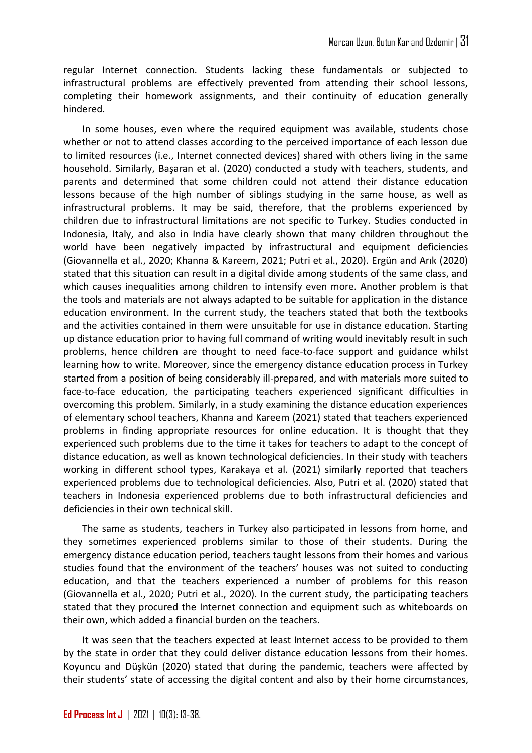regular Internet connection. Students lacking these fundamentals or subjected to infrastructural problems are effectively prevented from attending their school lessons, completing their homework assignments, and their continuity of education generally hindered.

In some houses, even where the required equipment was available, students chose whether or not to attend classes according to the perceived importance of each lesson due to limited resources (i.e., Internet connected devices) shared with others living in the same household. Similarly, Başaran et al. (2020) conducted a study with teachers, students, and parents and determined that some children could not attend their distance education lessons because of the high number of siblings studying in the same house, as well as infrastructural problems. It may be said, therefore, that the problems experienced by children due to infrastructural limitations are not specific to Turkey. Studies conducted in Indonesia, Italy, and also in India have clearly shown that many children throughout the world have been negatively impacted by infrastructural and equipment deficiencies (Giovannella et al., 2020; Khanna & Kareem, 2021; Putri et al., 2020). Ergün and Arık (2020) stated that this situation can result in a digital divide among students of the same class, and which causes inequalities among children to intensify even more. Another problem is that the tools and materials are not always adapted to be suitable for application in the distance education environment. In the current study, the teachers stated that both the textbooks and the activities contained in them were unsuitable for use in distance education. Starting up distance education prior to having full command of writing would inevitably result in such problems, hence children are thought to need face-to-face support and guidance whilst learning how to write. Moreover, since the emergency distance education process in Turkey started from a position of being considerably ill-prepared, and with materials more suited to face-to-face education, the participating teachers experienced significant difficulties in overcoming this problem. Similarly, in a study examining the distance education experiences of elementary school teachers, Khanna and Kareem (2021) stated that teachers experienced problems in finding appropriate resources for online education. It is thought that they experienced such problems due to the time it takes for teachers to adapt to the concept of distance education, as well as known technological deficiencies. In their study with teachers working in different school types, Karakaya et al. (2021) similarly reported that teachers experienced problems due to technological deficiencies. Also, Putri et al. (2020) stated that teachers in Indonesia experienced problems due to both infrastructural deficiencies and deficiencies in their own technical skill.

The same as students, teachers in Turkey also participated in lessons from home, and they sometimes experienced problems similar to those of their students. During the emergency distance education period, teachers taught lessons from their homes and various studies found that the environment of the teachers' houses was not suited to conducting education, and that the teachers experienced a number of problems for this reason (Giovannella et al., 2020; Putri et al., 2020). In the current study, the participating teachers stated that they procured the Internet connection and equipment such as whiteboards on their own, which added a financial burden on the teachers.

It was seen that the teachers expected at least Internet access to be provided to them by the state in order that they could deliver distance education lessons from their homes. Koyuncu and Düşkün (2020) stated that during the pandemic, teachers were affected by their students' state of accessing the digital content and also by their home circumstances,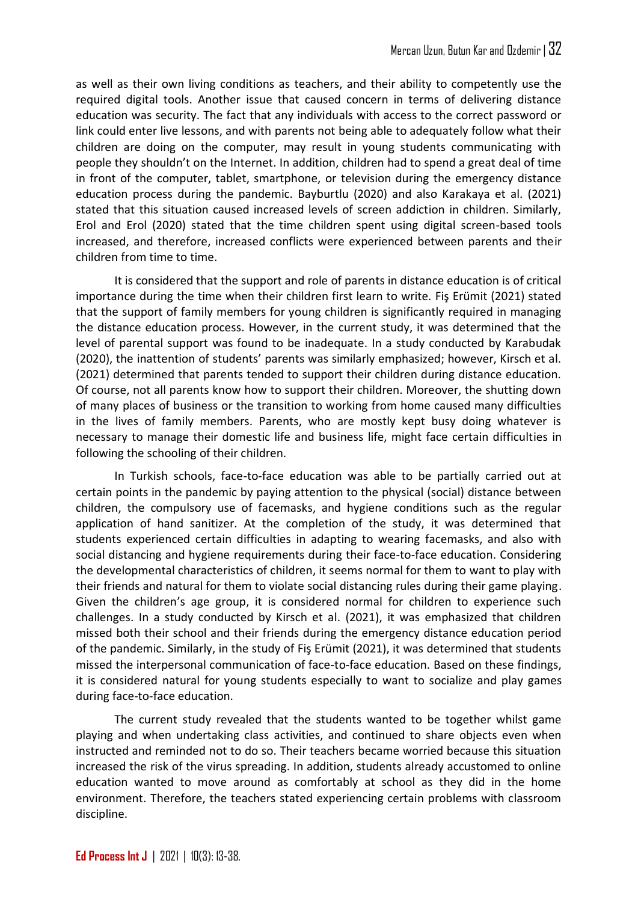as well as their own living conditions as teachers, and their ability to competently use the required digital tools. Another issue that caused concern in terms of delivering distance education was security. The fact that any individuals with access to the correct password or link could enter live lessons, and with parents not being able to adequately follow what their children are doing on the computer, may result in young students communicating with people they shouldn't on the Internet. In addition, children had to spend a great deal of time in front of the computer, tablet, smartphone, or television during the emergency distance education process during the pandemic. Bayburtlu (2020) and also Karakaya et al. (2021) stated that this situation caused increased levels of screen addiction in children. Similarly, Erol and Erol (2020) stated that the time children spent using digital screen-based tools increased, and therefore, increased conflicts were experienced between parents and their children from time to time.

It is considered that the support and role of parents in distance education is of critical importance during the time when their children first learn to write. Fiş Erümit (2021) stated that the support of family members for young children is significantly required in managing the distance education process. However, in the current study, it was determined that the level of parental support was found to be inadequate. In a study conducted by Karabudak (2020), the inattention of students' parents was similarly emphasized; however, Kirsch et al. (2021) determined that parents tended to support their children during distance education. Of course, not all parents know how to support their children. Moreover, the shutting down of many places of business or the transition to working from home caused many difficulties in the lives of family members. Parents, who are mostly kept busy doing whatever is necessary to manage their domestic life and business life, might face certain difficulties in following the schooling of their children.

In Turkish schools, face-to-face education was able to be partially carried out at certain points in the pandemic by paying attention to the physical (social) distance between children, the compulsory use of facemasks, and hygiene conditions such as the regular application of hand sanitizer. At the completion of the study, it was determined that students experienced certain difficulties in adapting to wearing facemasks, and also with social distancing and hygiene requirements during their face-to-face education. Considering the developmental characteristics of children, it seems normal for them to want to play with their friends and natural for them to violate social distancing rules during their game playing. Given the children's age group, it is considered normal for children to experience such challenges. In a study conducted by Kirsch et al. (2021), it was emphasized that children missed both their school and their friends during the emergency distance education period of the pandemic. Similarly, in the study of Fiş Erümit (2021), it was determined that students missed the interpersonal communication of face-to-face education. Based on these findings, it is considered natural for young students especially to want to socialize and play games during face-to-face education.

The current study revealed that the students wanted to be together whilst game playing and when undertaking class activities, and continued to share objects even when instructed and reminded not to do so. Their teachers became worried because this situation increased the risk of the virus spreading. In addition, students already accustomed to online education wanted to move around as comfortably at school as they did in the home environment. Therefore, the teachers stated experiencing certain problems with classroom discipline.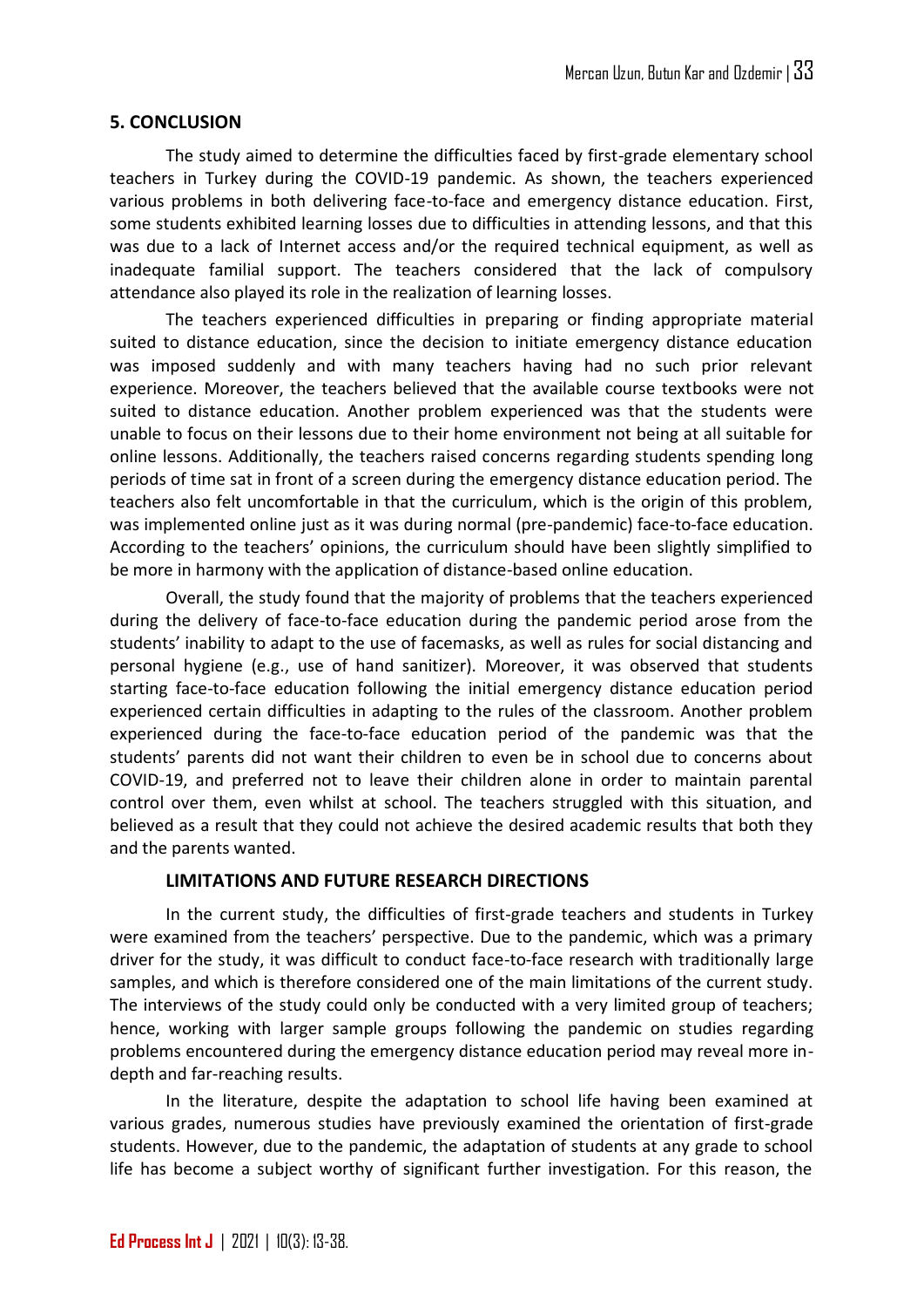## 5. CONCLUSION

The study aimed to determine the difficulties faced by first-grade elementary school teachers in Turkey during the COVID-19 pandemic. As shown, the teachers experienced various problems in both delivering face-to-face and emergency distance education. First, some students exhibited learning losses due to difficulties in attending lessons, and that this was due to a lack of Internet access and/or the required technical equipment, as well as inadequate familial support. The teachers considered that the lack of compulsory attendance also played its role in the realization of learning losses.

The teachers experienced difficulties in preparing or finding appropriate material suited to distance education, since the decision to initiate emergency distance education was imposed suddenly and with many teachers having had no such prior relevant experience. Moreover, the teachers believed that the available course textbooks were not suited to distance education. Another problem experienced was that the students were unable to focus on their lessons due to their home environment not being at all suitable for online lessons. Additionally, the teachers raised concerns regarding students spending long periods of time sat in front of a screen during the emergency distance education period. The teachers also felt uncomfortable in that the curriculum, which is the origin of this problem, was implemented online just as it was during normal (pre-pandemic) face-to-face education. According to the teachers' opinions, the curriculum should have been slightly simplified to be more in harmony with the application of distance-based online education.

Overall, the study found that the majority of problems that the teachers experienced during the delivery of face-to-face education during the pandemic period arose from the students' inability to adapt to the use of facemasks, as well as rules for social distancing and personal hygiene (e.g., use of hand sanitizer). Moreover, it was observed that students starting face-to-face education following the initial emergency distance education period experienced certain difficulties in adapting to the rules of the classroom. Another problem experienced during the face-to-face education period of the pandemic was that the students' parents did not want their children to even be in school due to concerns about COVID-19, and preferred not to leave their children alone in order to maintain parental control over them, even whilst at school. The teachers struggled with this situation, and believed as a result that they could not achieve the desired academic results that both they and the parents wanted.

### LIMITATIONS AND FUTURE RESEARCH DIRECTIONS

In the current study, the difficulties of first-grade teachers and students in Turkey were examined from the teachers' perspective. Due to the pandemic, which was a primary driver for the study, it was difficult to conduct face-to-face research with traditionally large samples, and which is therefore considered one of the main limitations of the current study. The interviews of the study could only be conducted with a very limited group of teachers; hence, working with larger sample groups following the pandemic on studies regarding problems encountered during the emergency distance education period may reveal more in-depth and far-reaching results.

In the literature, despite the adaptation to school life having been examined at various grades, numerous studies have previously examined the orientation of first-grade students. However, due to the pandemic, the adaptation of students at any grade to school life has become a subject worthy of significant further investigation. For this reason, the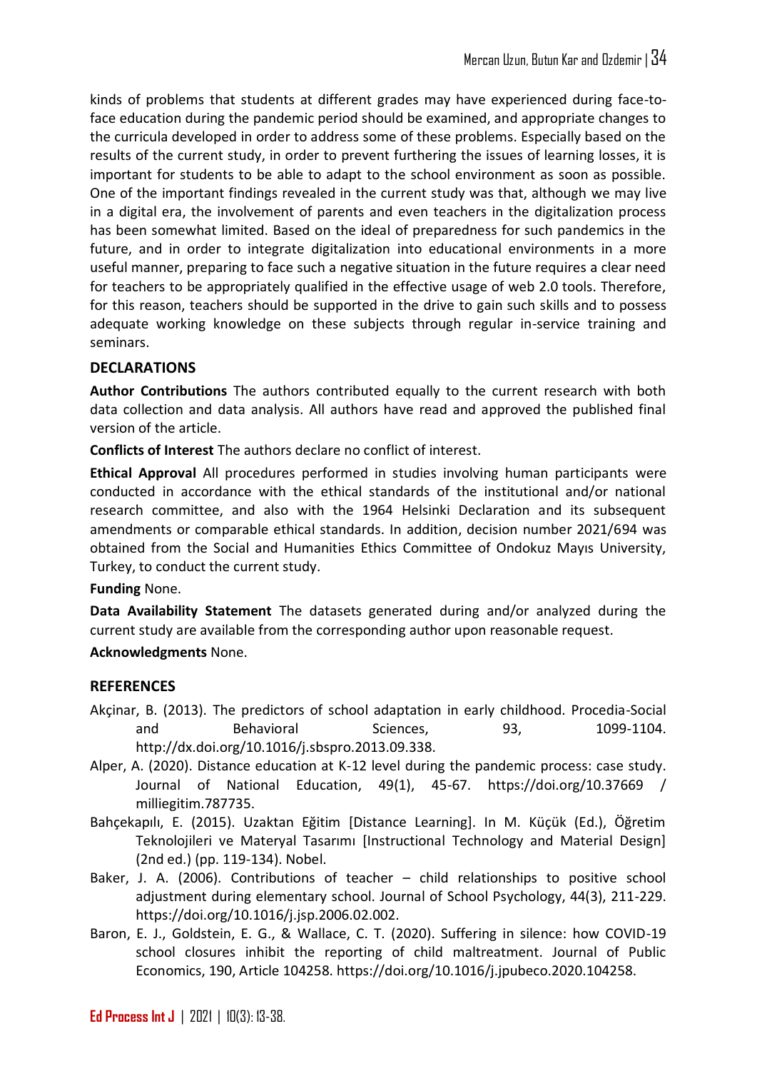kinds of problems that students at different grades may have experienced during face-to-face education during the pandemic period should be examined, and appropriate changes to the curricula developed in order to address some of these problems. Especially based on the results of the current study, in order to prevent furthering the issues of learning losses, it is important for students to be able to adapt to the school environment as soon as possible. One of the important findings revealed in the current study was that, although we may live in a digital era, the involvement of parents and even teachers in the digitalization process has been somewhat limited. Based on the ideal of preparedness for such pandemics in the future, and in order to integrate digitalization into educational environments in a more useful manner, preparing to face such a negative situation in the future requires a clear need for teachers to be appropriately qualified in the effective usage of web 2.0 tools. Therefore, for this reason, teachers should be supported in the drive to gain such skills and to possess adequate working knowledge on these subjects through regular in-service training and seminars.

## DECLARATIONS

**Author Contributions** The authors contributed equally to the current research with both data collection and data analysis. All authors have read and approved the published final version of the article.

**Conflicts of Interest** The authors declare no conflict of interest.

**Ethical Approval** All procedures performed in studies involving human participants were conducted in accordance with the ethical standards of the institutional and/or national research committee, and also with the 1964 Helsinki Declaration and its subsequent amendments or comparable ethical standards. In addition, decision number 2021/694 was obtained from the Social and Humanities Ethics Committee of Ondokuz Mayıs University, Turkey, to conduct the current study.

**Funding** None.

**Data Availability Statement** The datasets generated during and/or analyzed during the current study are available from the corresponding author upon reasonable request.

**Acknowledgments** None.

## REFERENCES

Akçinar, B. (2013). The predictors of school adaptation in early childhood. Procedia-Social and Behavioral Sciences, 93, 1099-1104. http://dx.doi.org/10.1016/j.sbspro.2013.09.338.

Alper, A. (2020). Distance education at K-12 level during the pandemic process: case study. Journal of National Education, 49(1), 45-67. https://doi.org/10.37669 / milliegitim.787735.

Bahçekapılı, E. (2015). Uzaktan Eğitim [Distance Learning]. In M. Küçük (Ed.), Öğretim Teknolojileri ve Materyal Tasarımı [Instructional Technology and Material Design] (2nd ed.) (pp. 119-134). Nobel.

Baker, J. A. (2006). Contributions of teacher – child relationships to positive school adjustment during elementary school. Journal of School Psychology, 44(3), 211-229. https://doi.org/10.1016/j.jsp.2006.02.002.

Baron, E. J., Goldstein, E. G., & Wallace, C. T. (2020). Suffering in silence: how COVID-19 school closures inhibit the reporting of child maltreatment. Journal of Public Economics, 190, Article 104258. https://doi.org/10.1016/j.jpubeco.2020.104258.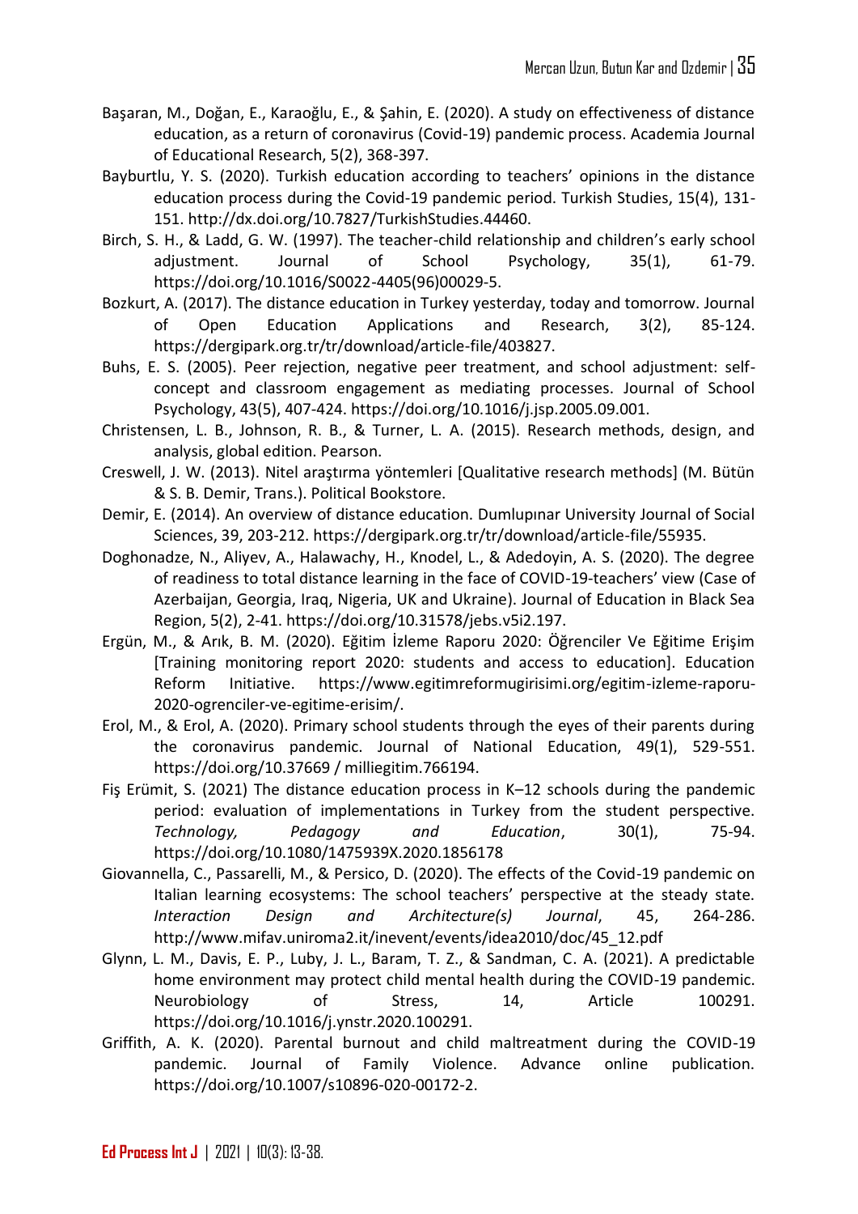Başaran, M., Doğan, E., Karaoğlu, E., & Şahin, E. (2020). A study on effectiveness of distance education, as a return of coronavirus (Covid-19) pandemic process. Academia Journal of Educational Research, 5(2), 368-397.

Bayburtlu, Y. S. (2020). Turkish education according to teachers' opinions in the distance education process during the Covid-19 pandemic period. Turkish Studies, 15(4), 131-151. http://dx.doi.org/10.7827/TurkishStudies.44460.

Birch, S. H., & Ladd, G. W. (1997). The teacher-child relationship and children's early school adjustment. Journal of School Psychology, 35(1), 61-79. https://doi.org/10.1016/S0022-4405(96)00029-5.

Bozkurt, A. (2017). The distance education in Turkey yesterday, today and tomorrow. Journal of Open Education Applications and Research, 3(2), 85-124. https://dergipark.org.tr/tr/download/article-file/403827.

Buhs, E. S. (2005). Peer rejection, negative peer treatment, and school adjustment: self-concept and classroom engagement as mediating processes. Journal of School Psychology, 43(5), 407-424. https://doi.org/10.1016/j.jsp.2005.09.001.

Christensen, L. B., Johnson, R. B., & Turner, L. A. (2015). Research methods, design, and analysis, global edition. Pearson.

Creswell, J. W. (2013). Nitel araştırma yöntemleri [Qualitative research methods] (M. Bütün & S. B. Demir, Trans.). Political Bookstore.

Demir, E. (2014). An overview of distance education. Dumlupınar University Journal of Social Sciences, 39, 203-212. https://dergipark.org.tr/tr/download/article-file/55935.

Doghonadze, N., Aliyev, A., Halawachy, H., Knodel, L., & Adedoyin, A. S. (2020). The degree of readiness to total distance learning in the face of COVID-19-teachers' view (Case of Azerbaijan, Georgia, Iraq, Nigeria, UK and Ukraine). Journal of Education in Black Sea Region, 5(2), 2-41. https://doi.org/10.31578/jebs.v5i2.197.

Ergün, M., & Arık, B. M. (2020). Eğitim İzleme Raporu 2020: Öğrenciler Ve Eğitime Erişim [Training monitoring report 2020: students and access to education]. Education Reform Initiative. https://www.egitimreformugirisimi.org/egitim-izleme-raporu-2020-ogrenciler-ve-egitime-erisim/.

Erol, M., & Erol, A. (2020). Primary school students through the eyes of their parents during the coronavirus pandemic. Journal of National Education, 49(1), 529-551. https://doi.org/10.37669 / milliegitim.766194.

Fiş Erümit, S. (2021) The distance education process in K–12 schools during the pandemic period: evaluation of implementations in Turkey from the student perspective. *Technology, Pedagogy and Education*, 30(1), 75-94. https://doi.org/10.1080/1475939X.2020.1856178

Giovannella, C., Passarelli, M., & Persico, D. (2020). The effects of the Covid-19 pandemic on Italian learning ecosystems: The school teachers' perspective at the steady state. *Interaction Design and Architecture(s) Journal*, 45, 264-286. http://www.mifav.uniroma2.it/inevent/events/idea2010/doc/45_12.pdf

Glynn, L. M., Davis, E. P., Luby, J. L., Baram, T. Z., & Sandman, C. A. (2021). A predictable home environment may protect child mental health during the COVID-19 pandemic. Neurobiology of Stress, 14, Article 100291. https://doi.org/10.1016/j.ynstr.2020.100291.

Griffith, A. K. (2020). Parental burnout and child maltreatment during the COVID-19 pandemic. Journal of Family Violence. Advance online publication. https://doi.org/10.1007/s10896-020-00172-2.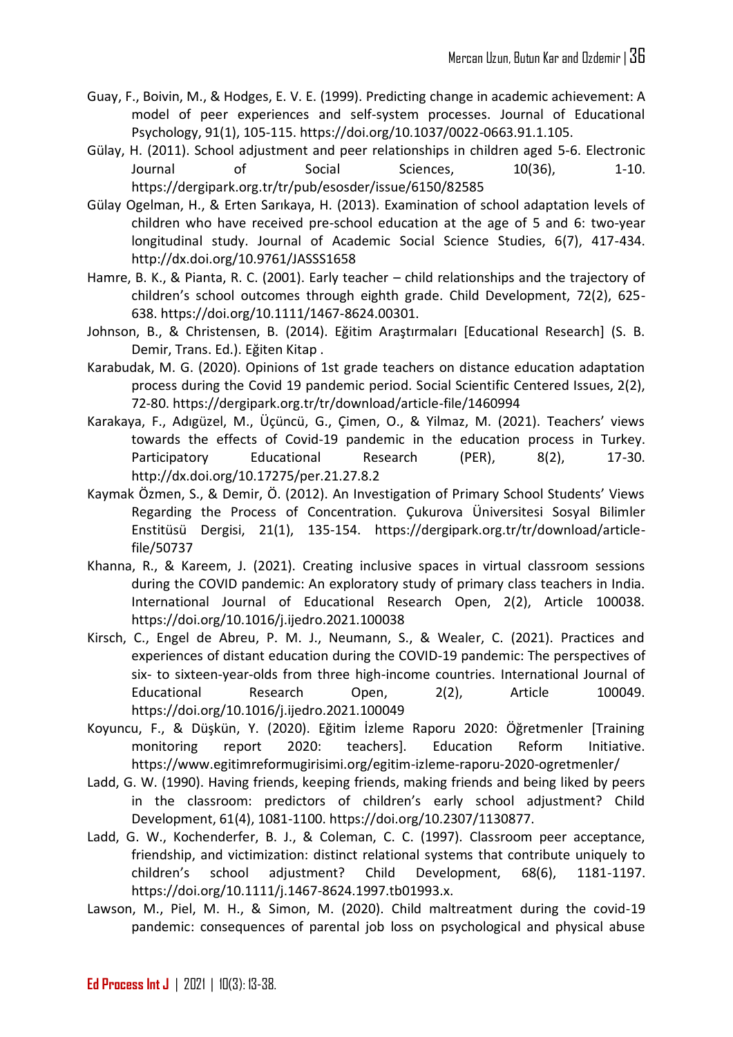Guay, F., Boivin, M., & Hodges, E. V. E. (1999). Predicting change in academic achievement: A model of peer experiences and self-system processes. Journal of Educational Psychology, 91(1), 105-115. https://doi.org/10.1037/0022-0663.91.1.105.

Gülay, H. (2011). School adjustment and peer relationships in children aged 5-6. Electronic Journal of Social Sciences, 10(36), 1-10. https://dergipark.org.tr/tr/pub/esosder/issue/6150/82585

Gülay Ogelman, H., & Erten Sarıkaya, H. (2013). Examination of school adaptation levels of children who have received pre-school education at the age of 5 and 6: two-year longitudinal study. Journal of Academic Social Science Studies, 6(7), 417-434. http://dx.doi.org/10.9761/JASSS1658

Hamre, B. K., & Pianta, R. C. (2001). Early teacher – child relationships and the trajectory of children's school outcomes through eighth grade. Child Development, 72(2), 625-638. https://doi.org/10.1111/1467-8624.00301.

Johnson, B., & Christensen, B. (2014). Eğitim Araştırmaları [Educational Research] (S. B. Demir, Trans. Ed.). Eğiten Kitap .

Karabudak, M. G. (2020). Opinions of 1st grade teachers on distance education adaptation process during the Covid 19 pandemic period. Social Scientific Centered Issues, 2(2), 72-80. https://dergipark.org.tr/tr/download/article-file/1460994

Karakaya, F., Adıgüzel, M., Üçüncü, G., Çimen, O., & Yilmaz, M. (2021). Teachers' views towards the effects of Covid-19 pandemic in the education process in Turkey. Participatory Educational Research (PER), 8(2), 17-30. http://dx.doi.org/10.17275/per.21.27.8.2

Kaymak Özmen, S., & Demir, Ö. (2012). An Investigation of Primary School Students' Views Regarding the Process of Concentration. Çukurova Üniversitesi Sosyal Bilimler Enstitüsü Dergisi, 21(1), 135-154. https://dergipark.org.tr/tr/download/article-file/50737

Khanna, R., & Kareem, J. (2021). Creating inclusive spaces in virtual classroom sessions during the COVID pandemic: An exploratory study of primary class teachers in India. International Journal of Educational Research Open, 2(2), Article 100038. https://doi.org/10.1016/j.ijedro.2021.100038

Kirsch, C., Engel de Abreu, P. M. J., Neumann, S., & Wealer, C. (2021). Practices and experiences of distant education during the COVID-19 pandemic: The perspectives of six- to sixteen-year-olds from three high-income countries. International Journal of Educational Research Open, 2(2), Article 100049. https://doi.org/10.1016/j.ijedro.2021.100049

Koyuncu, F., & Düşkün, Y. (2020). Eğitim İzleme Raporu 2020: Öğretmenler [Training monitoring report 2020: teachers]. Education Reform Initiative. https://www.egitimreformugirisimi.org/egitim-izleme-raporu-2020-ogretmenler/

Ladd, G. W. (1990). Having friends, keeping friends, making friends and being liked by peers in the classroom: predictors of children's early school adjustment? Child Development, 61(4), 1081-1100. https://doi.org/10.2307/1130877.

Ladd, G. W., Kochenderfer, B. J., & Coleman, C. C. (1997). Classroom peer acceptance, friendship, and victimization: distinct relational systems that contribute uniquely to children's school adjustment? Child Development, 68(6), 1181-1197. https://doi.org/10.1111/j.1467-8624.1997.tb01993.x.

Lawson, M., Piel, M. H., & Simon, M. (2020). Child maltreatment during the covid-19 pandemic: consequences of parental job loss on psychological and physical abuse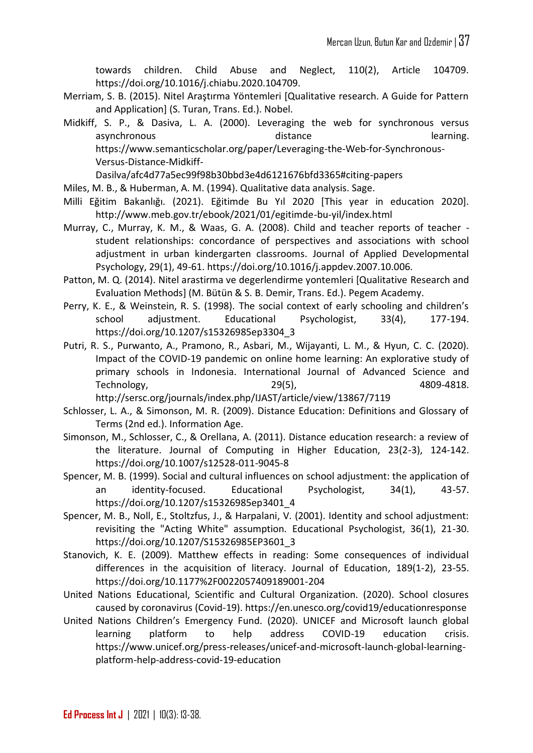towards children. Child Abuse and Neglect, 110(2), Article 104709. https://doi.org/10.1016/j.chiabu.2020.104709.

Merriam, S. B. (2015). Nitel Araştırma Yöntemleri [Qualitative research. A Guide for Pattern and Application] (S. Turan, Trans. Ed.). Nobel.

Midkiff, S. P., & Dasiva, L. A. (2000). Leveraging the web for synchronous versus asynchronous distance learning. https://www.semanticscholar.org/paper/Leveraging-the-Web-for-Synchronous-Versus-Distance-Midkiff-Dasilva/afc4d77a5ec99f98b30bbd3e4d6121676bfd3365#citing-papers

Miles, M. B., & Huberman, A. M. (1994). Qualitative data analysis. Sage.

Milli Eğitim Bakanlığı. (2021). Eğitimde Bu Yıl 2020 [This year in education 2020]. http://www.meb.gov.tr/ebook/2021/01/egitimde-bu-yil/index.html

Murray, C., Murray, K. M., & Waas, G. A. (2008). Child and teacher reports of teacher - student relationships: concordance of perspectives and associations with school adjustment in urban kindergarten classrooms. Journal of Applied Developmental Psychology, 29(1), 49-61. https://doi.org/10.1016/j.appdev.2007.10.006.

Patton, M. Q. (2014). Nitel arastirma ve degerlendirme yontemleri [Qualitative Research and Evaluation Methods] (M. Bütün & S. B. Demir, Trans. Ed.). Pegem Academy.

Perry, K. E., & Weinstein, R. S. (1998). The social context of early schooling and children's school adjustment. Educational Psychologist, 33(4), 177-194. https://doi.org/10.1207/s15326985ep3304_3

Putri, R. S., Purwanto, A., Pramono, R., Asbari, M., Wijayanti, L. M., & Hyun, C. C. (2020). Impact of the COVID-19 pandemic on online home learning: An explorative study of primary schools in Indonesia. International Journal of Advanced Science and Technology, 29(5), 4809-4818. http://sersc.org/journals/index.php/IJAST/article/view/13867/7119

Schlosser, L. A., & Simonson, M. R. (2009). Distance Education: Definitions and Glossary of Terms (2nd ed.). Information Age.

Simonson, M., Schlosser, C., & Orellana, A. (2011). Distance education research: a review of the literature. Journal of Computing in Higher Education, 23(2-3), 124-142. https://doi.org/10.1007/s12528-011-9045-8

Spencer, M. B. (1999). Social and cultural influences on school adjustment: the application of an identity-focused. Educational Psychologist, 34(1), 43-57. https://doi.org/10.1207/s15326985ep3401_4

Spencer, M. B., Noll, E., Stoltzfus, J., & Harpalani, V. (2001). Identity and school adjustment: revisiting the "Acting White" assumption. Educational Psychologist, 36(1), 21-30. https://doi.org/10.1207/S15326985EP3601_3

Stanovich, K. E. (2009). Matthew effects in reading: Some consequences of individual differences in the acquisition of literacy. Journal of Education, 189(1-2), 23-55. https://doi.org/10.1177%2F0022057409189001-204

United Nations Educational, Scientific and Cultural Organization. (2020). School closures caused by coronavirus (Covid-19). https://en.unesco.org/covid19/educationresponse

United Nations Children's Emergency Fund. (2020). UNICEF and Microsoft launch global learning platform to help address COVID-19 education crisis. https://www.unicef.org/press-releases/unicef-and-microsoft-launch-global-learning-platform-help-address-covid-19-education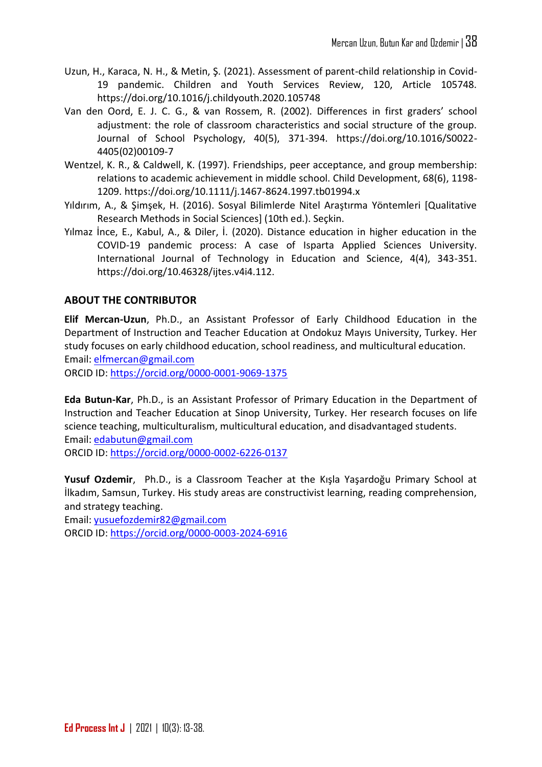Uzun, H., Karaca, N. H., & Metin, Ş. (2021). Assessment of parent-child relationship in Covid-19 pandemic. Children and Youth Services Review, 120, Article 105748. https://doi.org/10.1016/j.childyouth.2020.105748

Van den Oord, E. J. C. G., & van Rossem, R. (2002). Differences in first graders' school adjustment: the role of classroom characteristics and social structure of the group. Journal of School Psychology, 40(5), 371-394. https://doi.org/10.1016/S0022-4405(02)00109-7

Wentzel, K. R., & Caldwell, K. (1997). Friendships, peer acceptance, and group membership: relations to academic achievement in middle school. Child Development, 68(6), 1198-1209. https://doi.org/10.1111/j.1467-8624.1997.tb01994.x

Yıldırım, A., & Şimşek, H. (2016). Sosyal Bilimlerde Nitel Araştırma Yöntemleri [Qualitative Research Methods in Social Sciences] (10th ed.). Seçkin.

Yılmaz İnce, E., Kabul, A., & Diler, İ. (2020). Distance education in higher education in the COVID-19 pandemic process: A case of Isparta Applied Sciences University. International Journal of Technology in Education and Science, 4(4), 343-351. https://doi.org/10.46328/ijtes.v4i4.112.

## ABOUT THE CONTRIBUTOR

**Elif Mercan-Uzun**, Ph.D., an Assistant Professor of Early Childhood Education in the Department of Instruction and Teacher Education at Ondokuz Mayıs University, Turkey. Her study focuses on early childhood education, school readiness, and multicultural education.
Email: elfmercan@gmail.com
ORCID ID: https://orcid.org/0000-0001-9069-1375

**Eda Butun-Kar**, Ph.D., is an Assistant Professor of Primary Education in the Department of Instruction and Teacher Education at Sinop University, Turkey. Her research focuses on life science teaching, multiculturalism, multicultural education, and disadvantaged students.
Email: edabutun@gmail.com
ORCID ID: https://orcid.org/0000-0002-6226-0137

**Yusuf Ozdemir**, Ph.D., is a Classroom Teacher at the Kışla Yaşardoğu Primary School at İlkadım, Samsun, Turkey. His study areas are constructivist learning, reading comprehension, and strategy teaching.
Email: yusuefozdemir82@gmail.com
ORCID ID: https://orcid.org/0000-0003-2024-6916